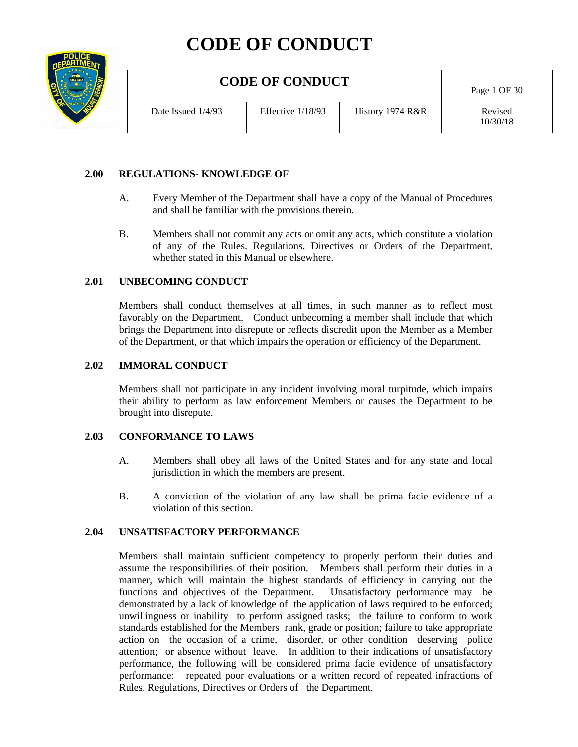# CODE OF CONDUCT

| CODE OF CONDUCT | | | Page 1 OF 30 |
|---|---|---|---|
| Date Issued 1/4/93 | Effective 1/18/93 | History 1974 R&R | Revised 10/30/18 |

### 2.00 REGULATIONS- KNOWLEDGE OF

A. Every Member of the Department shall have a copy of the Manual of Procedures and shall be familiar with the provisions therein.

B. Members shall not commit any acts or omit any acts, which constitute a violation of any of the Rules, Regulations, Directives or Orders of the Department, whether stated in this Manual or elsewhere.

### 2.01 UNBECOMING CONDUCT

Members shall conduct themselves at all times, in such manner as to reflect most favorably on the Department. Conduct unbecoming a member shall include that which brings the Department into disrepute or reflects discredit upon the Member as a Member of the Department, or that which impairs the operation or efficiency of the Department.

### 2.02 IMMORAL CONDUCT

Members shall not participate in any incident involving moral turpitude, which impairs their ability to perform as law enforcement Members or causes the Department to be brought into disrepute.

### 2.03 CONFORMANCE TO LAWS

A. Members shall obey all laws of the United States and for any state and local jurisdiction in which the members are present.

B. A conviction of the violation of any law shall be prima facie evidence of a violation of this section.

### 2.04 UNSATISFACTORY PERFORMANCE

Members shall maintain sufficient competency to properly perform their duties and assume the responsibilities of their position. Members shall perform their duties in a manner, which will maintain the highest standards of efficiency in carrying out the functions and objectives of the Department. Unsatisfactory performance may be demonstrated by a lack of knowledge of the application of laws required to be enforced; unwillingness or inability to perform assigned tasks; the failure to conform to work standards established for the Members rank, grade or position; failure to take appropriate action on the occasion of a crime, disorder, or other condition deserving police attention; or absence without leave. In addition to their indications of unsatisfactory performance, the following will be considered prima facie evidence of unsatisfactory performance: repeated poor evaluations or a written record of repeated infractions of Rules, Regulations, Directives or Orders of the Department.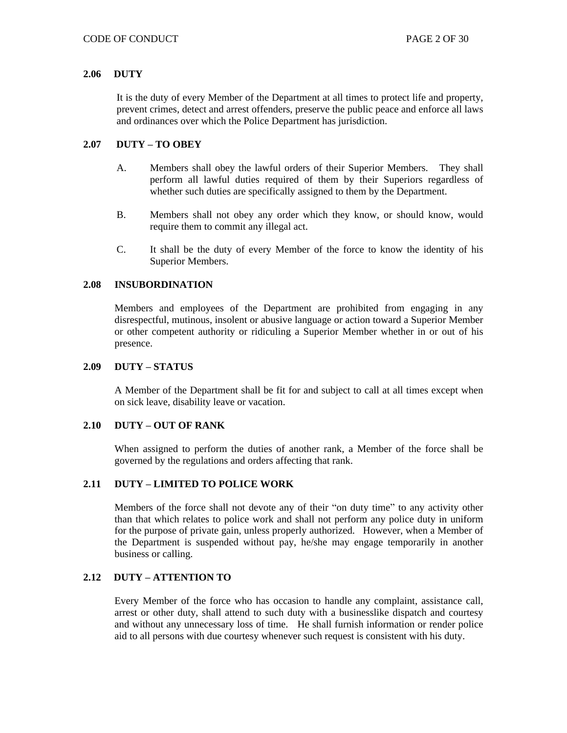### 2.06 DUTY

It is the duty of every Member of the Department at all times to protect life and property, prevent crimes, detect and arrest offenders, preserve the public peace and enforce all laws and ordinances over which the Police Department has jurisdiction.

### 2.07 DUTY – TO OBEY

A. Members shall obey the lawful orders of their Superior Members. They shall perform all lawful duties required of them by their Superiors regardless of whether such duties are specifically assigned to them by the Department.

B. Members shall not obey any order which they know, or should know, would require them to commit any illegal act.

C. It shall be the duty of every Member of the force to know the identity of his Superior Members.

### 2.08 INSUBORDINATION

Members and employees of the Department are prohibited from engaging in any disrespectful, mutinous, insolent or abusive language or action toward a Superior Member or other competent authority or ridiculing a Superior Member whether in or out of his presence.

### 2.09 DUTY – STATUS

A Member of the Department shall be fit for and subject to call at all times except when on sick leave, disability leave or vacation.

### 2.10 DUTY – OUT OF RANK

When assigned to perform the duties of another rank, a Member of the force shall be governed by the regulations and orders affecting that rank.

### 2.11 DUTY – LIMITED TO POLICE WORK

Members of the force shall not devote any of their "on duty time" to any activity other than that which relates to police work and shall not perform any police duty in uniform for the purpose of private gain, unless properly authorized. However, when a Member of the Department is suspended without pay, he/she may engage temporarily in another business or calling.

### 2.12 DUTY – ATTENTION TO

Every Member of the force who has occasion to handle any complaint, assistance call, arrest or other duty, shall attend to such duty with a businesslike dispatch and courtesy and without any unnecessary loss of time. He shall furnish information or render police aid to all persons with due courtesy whenever such request is consistent with his duty.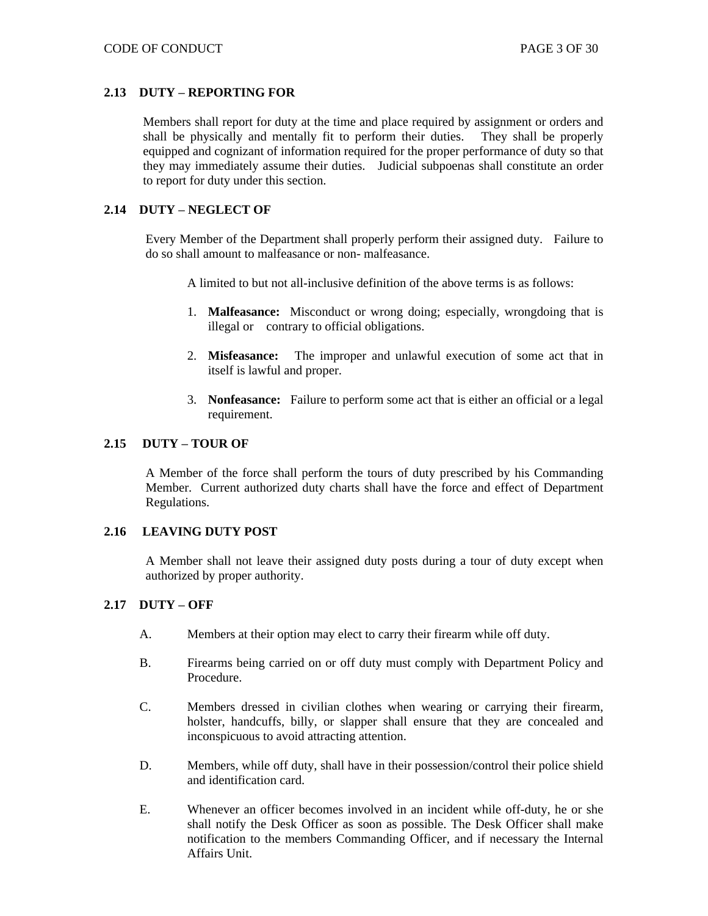## 2.13 DUTY – REPORTING FOR

Members shall report for duty at the time and place required by assignment or orders and shall be physically and mentally fit to perform their duties. They shall be properly equipped and cognizant of information required for the proper performance of duty so that they may immediately assume their duties. Judicial subpoenas shall constitute an order to report for duty under this section.

## 2.14 DUTY – NEGLECT OF

Every Member of the Department shall properly perform their assigned duty. Failure to do so shall amount to malfeasance or non- malfeasance.

A limited to but not all-inclusive definition of the above terms is as follows:

1. **Malfeasance:** Misconduct or wrong doing; especially, wrongdoing that is illegal or contrary to official obligations.

2. **Misfeasance:** The improper and unlawful execution of some act that in itself is lawful and proper.

3. **Nonfeasance:** Failure to perform some act that is either an official or a legal requirement.

## 2.15 DUTY – TOUR OF

A Member of the force shall perform the tours of duty prescribed by his Commanding Member. Current authorized duty charts shall have the force and effect of Department Regulations.

## 2.16 LEAVING DUTY POST

A Member shall not leave their assigned duty posts during a tour of duty except when authorized by proper authority.

## 2.17 DUTY – OFF

A. Members at their option may elect to carry their firearm while off duty.

B. Firearms being carried on or off duty must comply with Department Policy and Procedure.

C. Members dressed in civilian clothes when wearing or carrying their firearm, holster, handcuffs, billy, or slapper shall ensure that they are concealed and inconspicuous to avoid attracting attention.

D. Members, while off duty, shall have in their possession/control their police shield and identification card.

E. Whenever an officer becomes involved in an incident while off-duty, he or she shall notify the Desk Officer as soon as possible. The Desk Officer shall make notification to the members Commanding Officer, and if necessary the Internal Affairs Unit.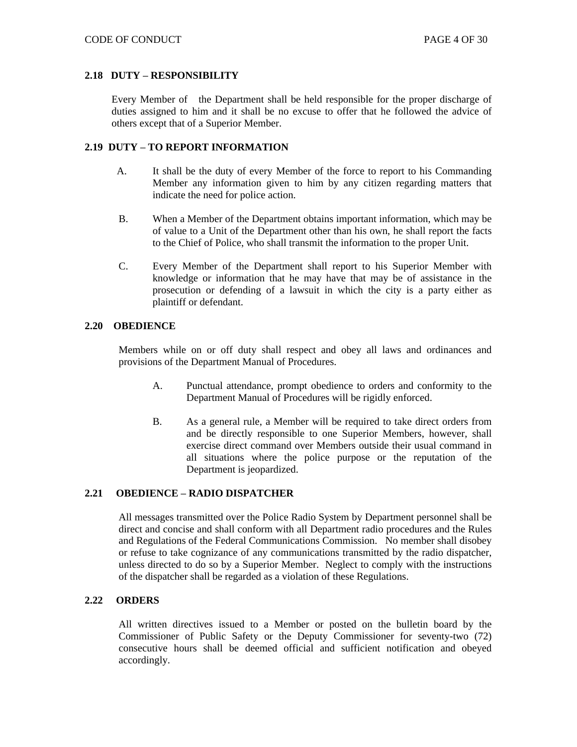### 2.18 DUTY – RESPONSIBILITY

Every Member of the Department shall be held responsible for the proper discharge of duties assigned to him and it shall be no excuse to offer that he followed the advice of others except that of a Superior Member.

### 2.19 DUTY – TO REPORT INFORMATION

A. It shall be the duty of every Member of the force to report to his Commanding Member any information given to him by any citizen regarding matters that indicate the need for police action.

B. When a Member of the Department obtains important information, which may be of value to a Unit of the Department other than his own, he shall report the facts to the Chief of Police, who shall transmit the information to the proper Unit.

C. Every Member of the Department shall report to his Superior Member with knowledge or information that he may have that may be of assistance in the prosecution or defending of a lawsuit in which the city is a party either as plaintiff or defendant.

### 2.20 OBEDIENCE

Members while on or off duty shall respect and obey all laws and ordinances and provisions of the Department Manual of Procedures.

A. Punctual attendance, prompt obedience to orders and conformity to the Department Manual of Procedures will be rigidly enforced.

B. As a general rule, a Member will be required to take direct orders from and be directly responsible to one Superior Members, however, shall exercise direct command over Members outside their usual command in all situations where the police purpose or the reputation of the Department is jeopardized.

### 2.21 OBEDIENCE – RADIO DISPATCHER

All messages transmitted over the Police Radio System by Department personnel shall be direct and concise and shall conform with all Department radio procedures and the Rules and Regulations of the Federal Communications Commission. No member shall disobey or refuse to take cognizance of any communications transmitted by the radio dispatcher, unless directed to do so by a Superior Member. Neglect to comply with the instructions of the dispatcher shall be regarded as a violation of these Regulations.

### 2.22 ORDERS

All written directives issued to a Member or posted on the bulletin board by the Commissioner of Public Safety or the Deputy Commissioner for seventy-two (72) consecutive hours shall be deemed official and sufficient notification and obeyed accordingly.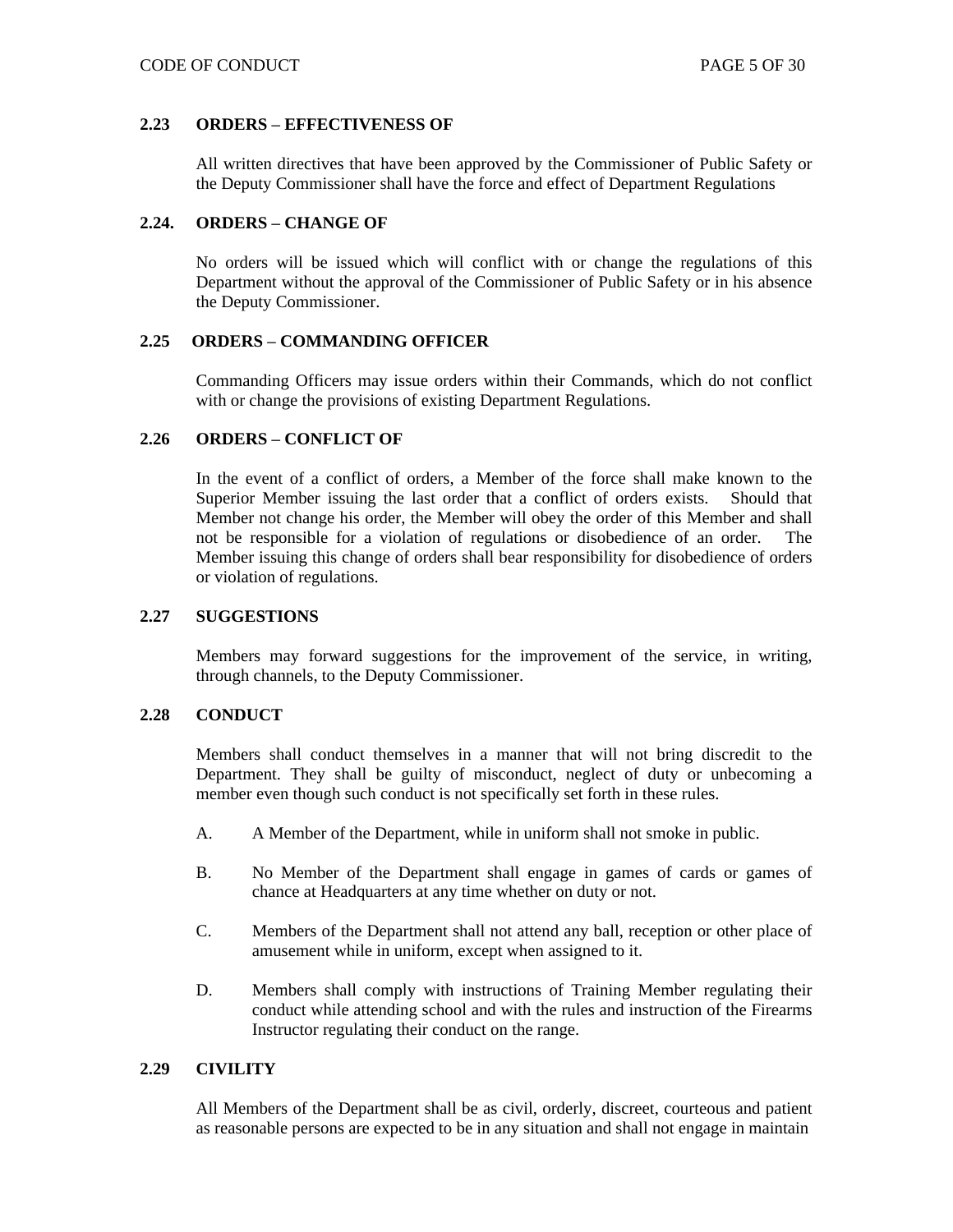### 2.23 ORDERS – EFFECTIVENESS OF

All written directives that have been approved by the Commissioner of Public Safety or the Deputy Commissioner shall have the force and effect of Department Regulations

### 2.24. ORDERS – CHANGE OF

No orders will be issued which will conflict with or change the regulations of this Department without the approval of the Commissioner of Public Safety or in his absence the Deputy Commissioner.

### 2.25 ORDERS – COMMANDING OFFICER

Commanding Officers may issue orders within their Commands, which do not conflict with or change the provisions of existing Department Regulations.

### 2.26 ORDERS – CONFLICT OF

In the event of a conflict of orders, a Member of the force shall make known to the Superior Member issuing the last order that a conflict of orders exists. Should that Member not change his order, the Member will obey the order of this Member and shall not be responsible for a violation of regulations or disobedience of an order. The Member issuing this change of orders shall bear responsibility for disobedience of orders or violation of regulations.

### 2.27 SUGGESTIONS

Members may forward suggestions for the improvement of the service, in writing, through channels, to the Deputy Commissioner.

### 2.28 CONDUCT

Members shall conduct themselves in a manner that will not bring discredit to the Department. They shall be guilty of misconduct, neglect of duty or unbecoming a member even though such conduct is not specifically set forth in these rules.

A. A Member of the Department, while in uniform shall not smoke in public.

B. No Member of the Department shall engage in games of cards or games of chance at Headquarters at any time whether on duty or not.

C. Members of the Department shall not attend any ball, reception or other place of amusement while in uniform, except when assigned to it.

D. Members shall comply with instructions of Training Member regulating their conduct while attending school and with the rules and instruction of the Firearms Instructor regulating their conduct on the range.

### 2.29 CIVILITY

All Members of the Department shall be as civil, orderly, discreet, courteous and patient as reasonable persons are expected to be in any situation and shall not engage in maintain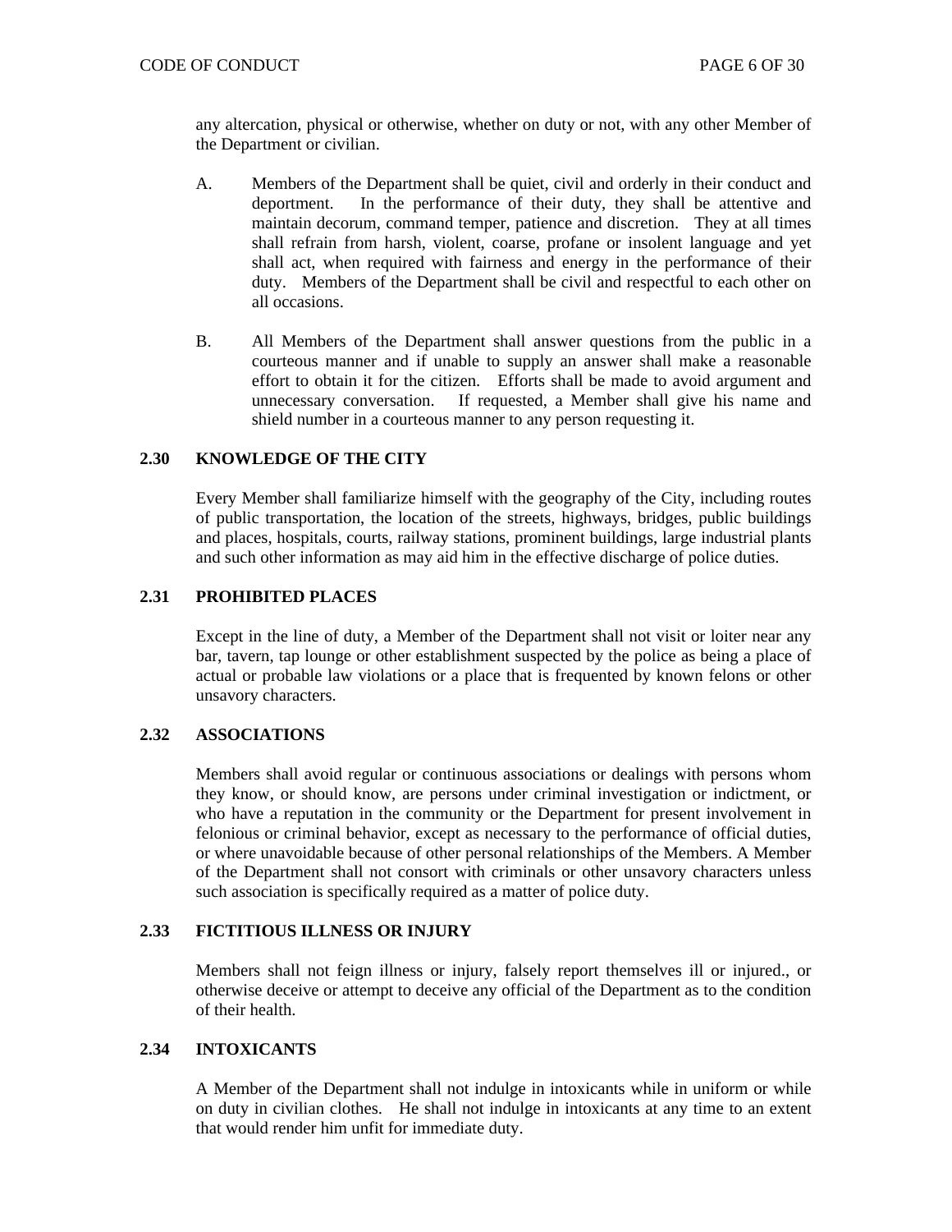any altercation, physical or otherwise, whether on duty or not, with any other Member of the Department or civilian.

A. Members of the Department shall be quiet, civil and orderly in their conduct and deportment. In the performance of their duty, they shall be attentive and maintain decorum, command temper, patience and discretion. They at all times shall refrain from harsh, violent, coarse, profane or insolent language and yet shall act, when required with fairness and energy in the performance of their duty. Members of the Department shall be civil and respectful to each other on all occasions.

B. All Members of the Department shall answer questions from the public in a courteous manner and if unable to supply an answer shall make a reasonable effort to obtain it for the citizen. Efforts shall be made to avoid argument and unnecessary conversation. If requested, a Member shall give his name and shield number in a courteous manner to any person requesting it.

### 2.30 KNOWLEDGE OF THE CITY

Every Member shall familiarize himself with the geography of the City, including routes of public transportation, the location of the streets, highways, bridges, public buildings and places, hospitals, courts, railway stations, prominent buildings, large industrial plants and such other information as may aid him in the effective discharge of police duties.

### 2.31 PROHIBITED PLACES

Except in the line of duty, a Member of the Department shall not visit or loiter near any bar, tavern, tap lounge or other establishment suspected by the police as being a place of actual or probable law violations or a place that is frequented by known felons or other unsavory characters.

### 2.32 ASSOCIATIONS

Members shall avoid regular or continuous associations or dealings with persons whom they know, or should know, are persons under criminal investigation or indictment, or who have a reputation in the community or the Department for present involvement in felonious or criminal behavior, except as necessary to the performance of official duties, or where unavoidable because of other personal relationships of the Members. A Member of the Department shall not consort with criminals or other unsavory characters unless such association is specifically required as a matter of police duty.

### 2.33 FICTITIOUS ILLNESS OR INJURY

Members shall not feign illness or injury, falsely report themselves ill or injured., or otherwise deceive or attempt to deceive any official of the Department as to the condition of their health.

### 2.34 INTOXICANTS

A Member of the Department shall not indulge in intoxicants while in uniform or while on duty in civilian clothes. He shall not indulge in intoxicants at any time to an extent that would render him unfit for immediate duty.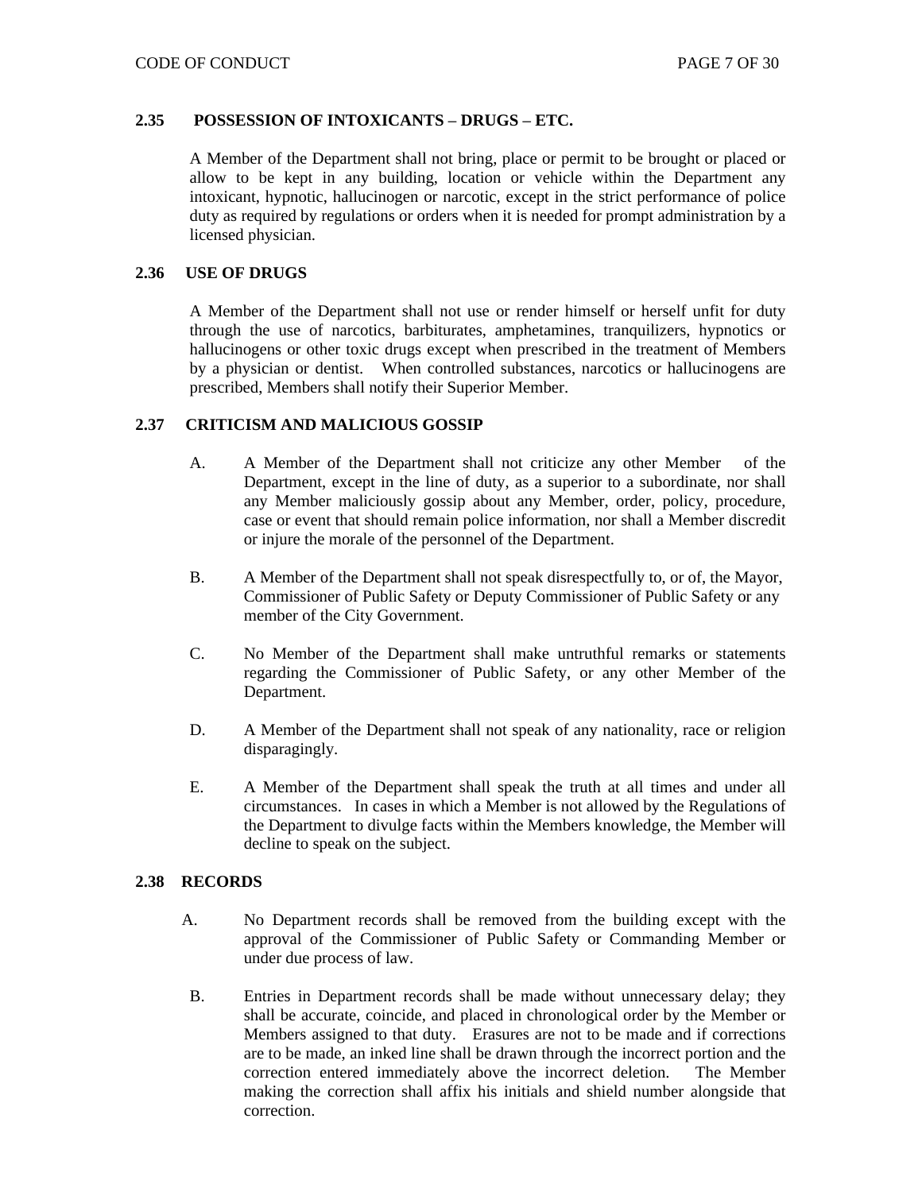### 2.35 POSSESSION OF INTOXICANTS – DRUGS – ETC.

A Member of the Department shall not bring, place or permit to be brought or placed or allow to be kept in any building, location or vehicle within the Department any intoxicant, hypnotic, hallucinogen or narcotic, except in the strict performance of police duty as required by regulations or orders when it is needed for prompt administration by a licensed physician.

### 2.36 USE OF DRUGS

A Member of the Department shall not use or render himself or herself unfit for duty through the use of narcotics, barbiturates, amphetamines, tranquilizers, hypnotics or hallucinogens or other toxic drugs except when prescribed in the treatment of Members by a physician or dentist. When controlled substances, narcotics or hallucinogens are prescribed, Members shall notify their Superior Member.

### 2.37 CRITICISM AND MALICIOUS GOSSIP

A. A Member of the Department shall not criticize any other Member of the Department, except in the line of duty, as a superior to a subordinate, nor shall any Member maliciously gossip about any Member, order, policy, procedure, case or event that should remain police information, nor shall a Member discredit or injure the morale of the personnel of the Department.

B. A Member of the Department shall not speak disrespectfully to, or of, the Mayor, Commissioner of Public Safety or Deputy Commissioner of Public Safety or any member of the City Government.

C. No Member of the Department shall make untruthful remarks or statements regarding the Commissioner of Public Safety, or any other Member of the Department.

D. A Member of the Department shall not speak of any nationality, race or religion disparagingly.

E. A Member of the Department shall speak the truth at all times and under all circumstances. In cases in which a Member is not allowed by the Regulations of the Department to divulge facts within the Members knowledge, the Member will decline to speak on the subject.

### 2.38 RECORDS

A. No Department records shall be removed from the building except with the approval of the Commissioner of Public Safety or Commanding Member or under due process of law.

B. Entries in Department records shall be made without unnecessary delay; they shall be accurate, coincide, and placed in chronological order by the Member or Members assigned to that duty. Erasures are not to be made and if corrections are to be made, an inked line shall be drawn through the incorrect portion and the correction entered immediately above the incorrect deletion. The Member making the correction shall affix his initials and shield number alongside that correction.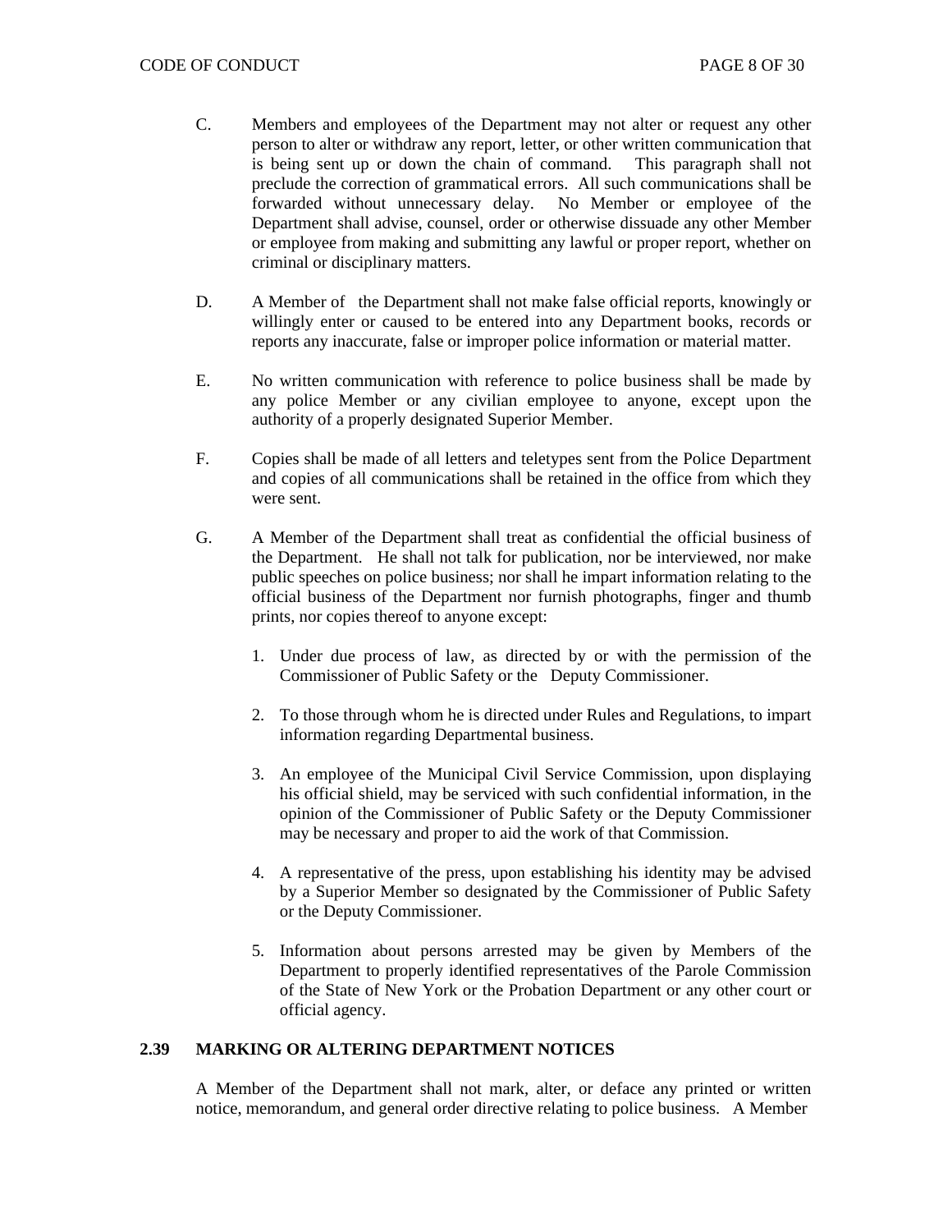C. Members and employees of the Department may not alter or request any other person to alter or withdraw any report, letter, or other written communication that is being sent up or down the chain of command. This paragraph shall not preclude the correction of grammatical errors. All such communications shall be forwarded without unnecessary delay. No Member or employee of the Department shall advise, counsel, order or otherwise dissuade any other Member or employee from making and submitting any lawful or proper report, whether on criminal or disciplinary matters.

D. A Member of the Department shall not make false official reports, knowingly or willingly enter or caused to be entered into any Department books, records or reports any inaccurate, false or improper police information or material matter.

E. No written communication with reference to police business shall be made by any police Member or any civilian employee to anyone, except upon the authority of a properly designated Superior Member.

F. Copies shall be made of all letters and teletypes sent from the Police Department and copies of all communications shall be retained in the office from which they were sent.

G. A Member of the Department shall treat as confidential the official business of the Department. He shall not talk for publication, nor be interviewed, nor make public speeches on police business; nor shall he impart information relating to the official business of the Department nor furnish photographs, finger and thumb prints, nor copies thereof to anyone except:

1. Under due process of law, as directed by or with the permission of the Commissioner of Public Safety or the Deputy Commissioner.

2. To those through whom he is directed under Rules and Regulations, to impart information regarding Departmental business.

3. An employee of the Municipal Civil Service Commission, upon displaying his official shield, may be serviced with such confidential information, in the opinion of the Commissioner of Public Safety or the Deputy Commissioner may be necessary and proper to aid the work of that Commission.

4. A representative of the press, upon establishing his identity may be advised by a Superior Member so designated by the Commissioner of Public Safety or the Deputy Commissioner.

5. Information about persons arrested may be given by Members of the Department to properly identified representatives of the Parole Commission of the State of New York or the Probation Department or any other court or official agency.

### 2.39 MARKING OR ALTERING DEPARTMENT NOTICES

A Member of the Department shall not mark, alter, or deface any printed or written notice, memorandum, and general order directive relating to police business. A Member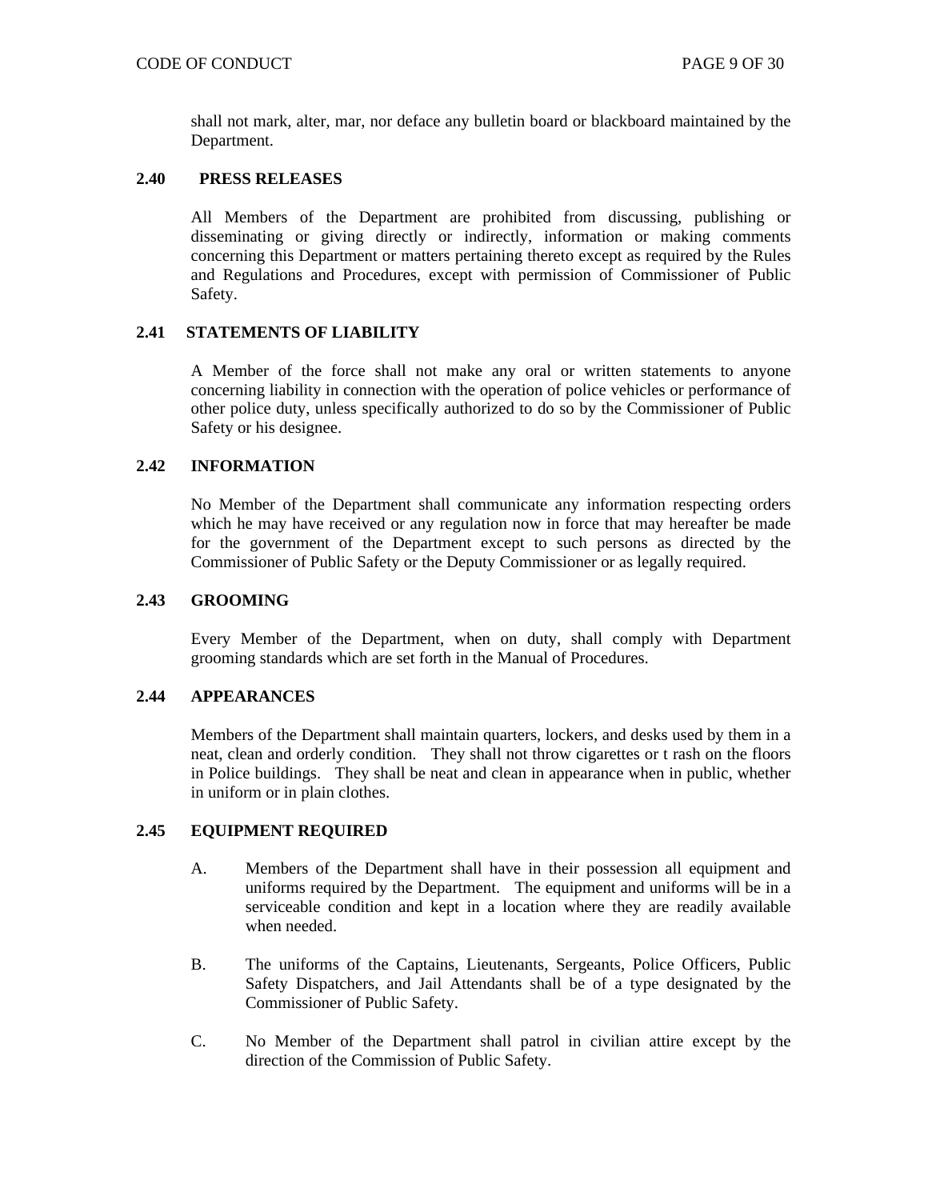shall not mark, alter, mar, nor deface any bulletin board or blackboard maintained by the Department.

**2.40 PRESS RELEASES**

All Members of the Department are prohibited from discussing, publishing or disseminating or giving directly or indirectly, information or making comments concerning this Department or matters pertaining thereto except as required by the Rules and Regulations and Procedures, except with permission of Commissioner of Public Safety.

**2.41 STATEMENTS OF LIABILITY**

A Member of the force shall not make any oral or written statements to anyone concerning liability in connection with the operation of police vehicles or performance of other police duty, unless specifically authorized to do so by the Commissioner of Public Safety or his designee.

**2.42 INFORMATION**

No Member of the Department shall communicate any information respecting orders which he may have received or any regulation now in force that may hereafter be made for the government of the Department except to such persons as directed by the Commissioner of Public Safety or the Deputy Commissioner or as legally required.

**2.43 GROOMING**

Every Member of the Department, when on duty, shall comply with Department grooming standards which are set forth in the Manual of Procedures.

**2.44 APPEARANCES**

Members of the Department shall maintain quarters, lockers, and desks used by them in a neat, clean and orderly condition. They shall not throw cigarettes or t rash on the floors in Police buildings. They shall be neat and clean in appearance when in public, whether in uniform or in plain clothes.

**2.45 EQUIPMENT REQUIRED**

A. Members of the Department shall have in their possession all equipment and uniforms required by the Department. The equipment and uniforms will be in a serviceable condition and kept in a location where they are readily available when needed.

B. The uniforms of the Captains, Lieutenants, Sergeants, Police Officers, Public Safety Dispatchers, and Jail Attendants shall be of a type designated by the Commissioner of Public Safety.

C. No Member of the Department shall patrol in civilian attire except by the direction of the Commission of Public Safety.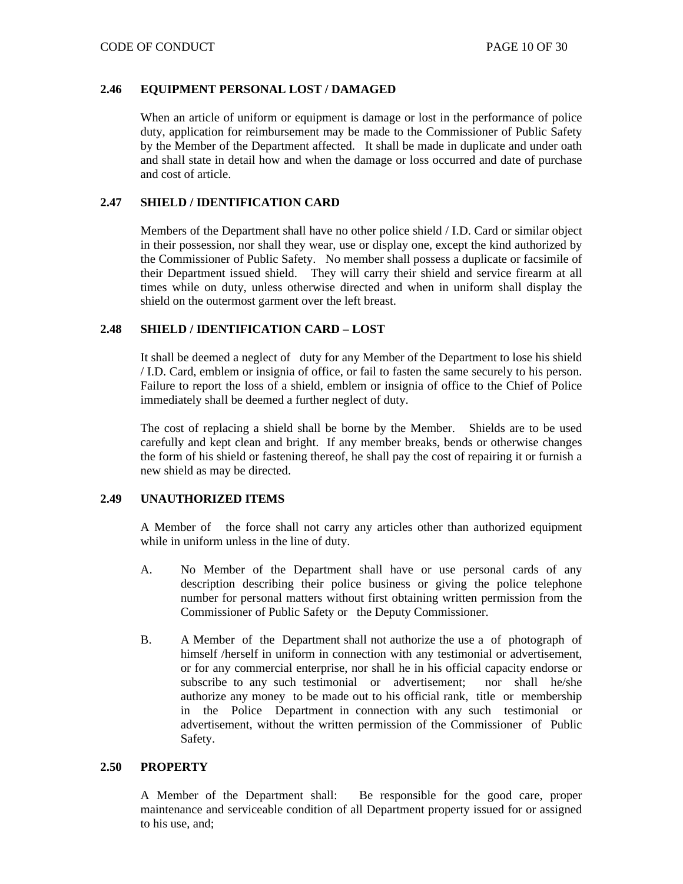### 2.46 EQUIPMENT PERSONAL LOST / DAMAGED

When an article of uniform or equipment is damage or lost in the performance of police duty, application for reimbursement may be made to the Commissioner of Public Safety by the Member of the Department affected. It shall be made in duplicate and under oath and shall state in detail how and when the damage or loss occurred and date of purchase and cost of article.

### 2.47 SHIELD / IDENTIFICATION CARD

Members of the Department shall have no other police shield / I.D. Card or similar object in their possession, nor shall they wear, use or display one, except the kind authorized by the Commissioner of Public Safety. No member shall possess a duplicate or facsimile of their Department issued shield. They will carry their shield and service firearm at all times while on duty, unless otherwise directed and when in uniform shall display the shield on the outermost garment over the left breast.

### 2.48 SHIELD / IDENTIFICATION CARD – LOST

It shall be deemed a neglect of duty for any Member of the Department to lose his shield / I.D. Card, emblem or insignia of office, or fail to fasten the same securely to his person. Failure to report the loss of a shield, emblem or insignia of office to the Chief of Police immediately shall be deemed a further neglect of duty.

The cost of replacing a shield shall be borne by the Member. Shields are to be used carefully and kept clean and bright. If any member breaks, bends or otherwise changes the form of his shield or fastening thereof, he shall pay the cost of repairing it or furnish a new shield as may be directed.

### 2.49 UNAUTHORIZED ITEMS

A Member of the force shall not carry any articles other than authorized equipment while in uniform unless in the line of duty.

A. No Member of the Department shall have or use personal cards of any description describing their police business or giving the police telephone number for personal matters without first obtaining written permission from the Commissioner of Public Safety or the Deputy Commissioner.

B. A Member of the Department shall not authorize the use a of photograph of himself /herself in uniform in connection with any testimonial or advertisement, or for any commercial enterprise, nor shall he in his official capacity endorse or subscribe to any such testimonial or advertisement; nor shall he/she authorize any money to be made out to his official rank, title or membership in the Police Department in connection with any such testimonial or advertisement, without the written permission of the Commissioner of Public Safety.

### 2.50 PROPERTY

A Member of the Department shall: Be responsible for the good care, proper maintenance and serviceable condition of all Department property issued for or assigned to his use, and;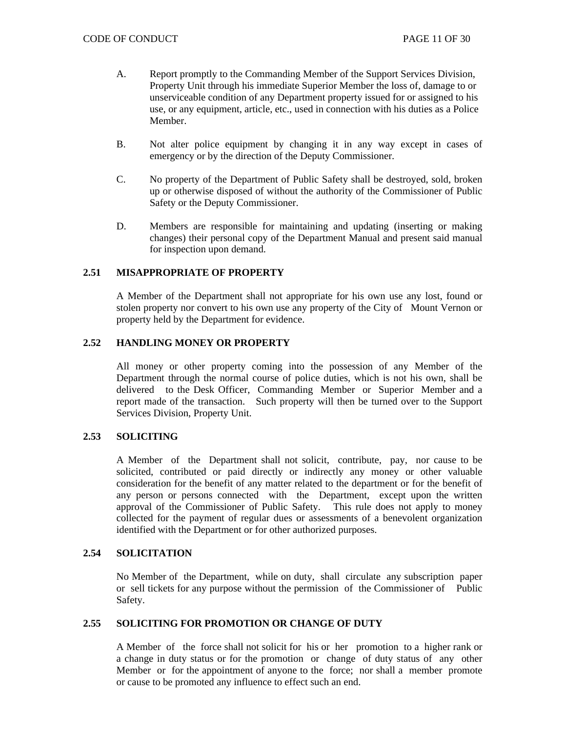A. Report promptly to the Commanding Member of the Support Services Division, Property Unit through his immediate Superior Member the loss of, damage to or unserviceable condition of any Department property issued for or assigned to his use, or any equipment, article, etc., used in connection with his duties as a Police Member.

B. Not alter police equipment by changing it in any way except in cases of emergency or by the direction of the Deputy Commissioner.

C. No property of the Department of Public Safety shall be destroyed, sold, broken up or otherwise disposed of without the authority of the Commissioner of Public Safety or the Deputy Commissioner.

D. Members are responsible for maintaining and updating (inserting or making changes) their personal copy of the Department Manual and present said manual for inspection upon demand.

### 2.51 MISAPPROPRIATE OF PROPERTY

A Member of the Department shall not appropriate for his own use any lost, found or stolen property nor convert to his own use any property of the City of Mount Vernon or property held by the Department for evidence.

### 2.52 HANDLING MONEY OR PROPERTY

All money or other property coming into the possession of any Member of the Department through the normal course of police duties, which is not his own, shall be delivered to the Desk Officer, Commanding Member or Superior Member and a report made of the transaction. Such property will then be turned over to the Support Services Division, Property Unit.

### 2.53 SOLICITING

A Member of the Department shall not solicit, contribute, pay, nor cause to be solicited, contributed or paid directly or indirectly any money or other valuable consideration for the benefit of any matter related to the department or for the benefit of any person or persons connected with the Department, except upon the written approval of the Commissioner of Public Safety. This rule does not apply to money collected for the payment of regular dues or assessments of a benevolent organization identified with the Department or for other authorized purposes.

### 2.54 SOLICITATION

No Member of the Department, while on duty, shall circulate any subscription paper or sell tickets for any purpose without the permission of the Commissioner of Public Safety.

### 2.55 SOLICITING FOR PROMOTION OR CHANGE OF DUTY

A Member of the force shall not solicit for his or her promotion to a higher rank or a change in duty status or for the promotion or change of duty status of any other Member or for the appointment of anyone to the force; nor shall a member promote or cause to be promoted any influence to effect such an end.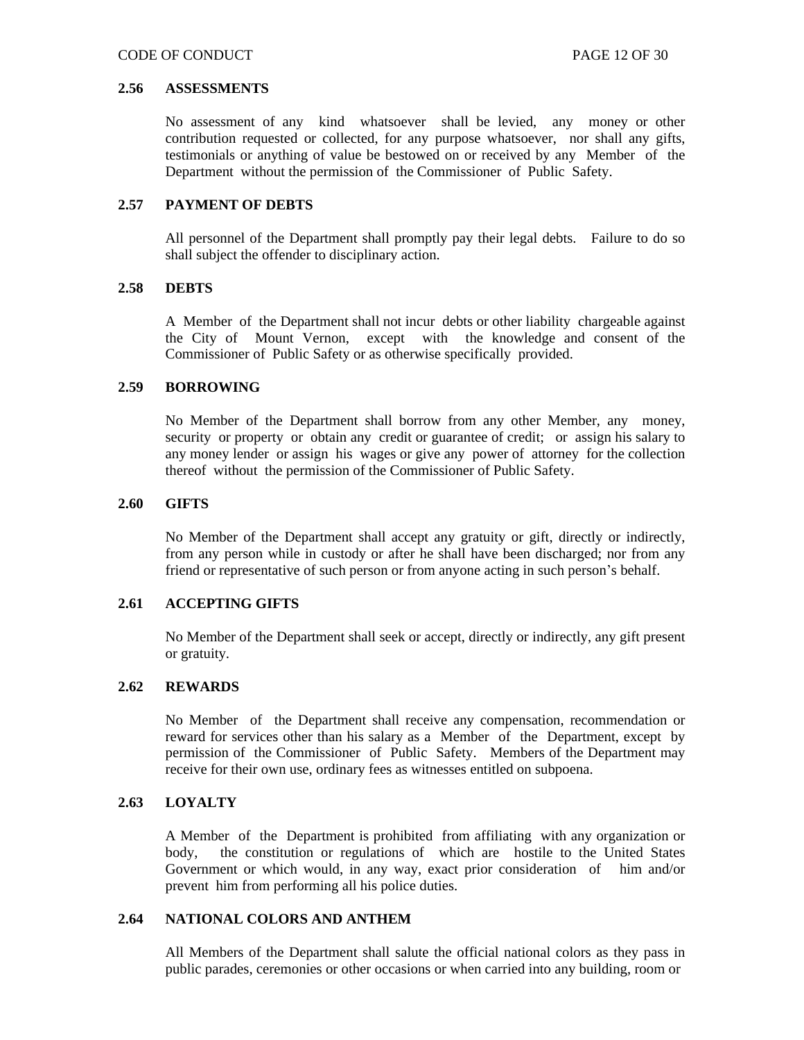### 2.56 ASSESSMENTS

No assessment of any kind whatsoever shall be levied, any money or other contribution requested or collected, for any purpose whatsoever, nor shall any gifts, testimonials or anything of value be bestowed on or received by any Member of the Department without the permission of the Commissioner of Public Safety.

### 2.57 PAYMENT OF DEBTS

All personnel of the Department shall promptly pay their legal debts. Failure to do so shall subject the offender to disciplinary action.

### 2.58 DEBTS

A Member of the Department shall not incur debts or other liability chargeable against the City of Mount Vernon, except with the knowledge and consent of the Commissioner of Public Safety or as otherwise specifically provided.

### 2.59 BORROWING

No Member of the Department shall borrow from any other Member, any money, security or property or obtain any credit or guarantee of credit; or assign his salary to any money lender or assign his wages or give any power of attorney for the collection thereof without the permission of the Commissioner of Public Safety.

### 2.60 GIFTS

No Member of the Department shall accept any gratuity or gift, directly or indirectly, from any person while in custody or after he shall have been discharged; nor from any friend or representative of such person or from anyone acting in such person's behalf.

### 2.61 ACCEPTING GIFTS

No Member of the Department shall seek or accept, directly or indirectly, any gift present or gratuity.

### 2.62 REWARDS

No Member of the Department shall receive any compensation, recommendation or reward for services other than his salary as a Member of the Department, except by permission of the Commissioner of Public Safety. Members of the Department may receive for their own use, ordinary fees as witnesses entitled on subpoena.

### 2.63 LOYALTY

A Member of the Department is prohibited from affiliating with any organization or body, the constitution or regulations of which are hostile to the United States Government or which would, in any way, exact prior consideration of him and/or prevent him from performing all his police duties.

### 2.64 NATIONAL COLORS AND ANTHEM

All Members of the Department shall salute the official national colors as they pass in public parades, ceremonies or other occasions or when carried into any building, room or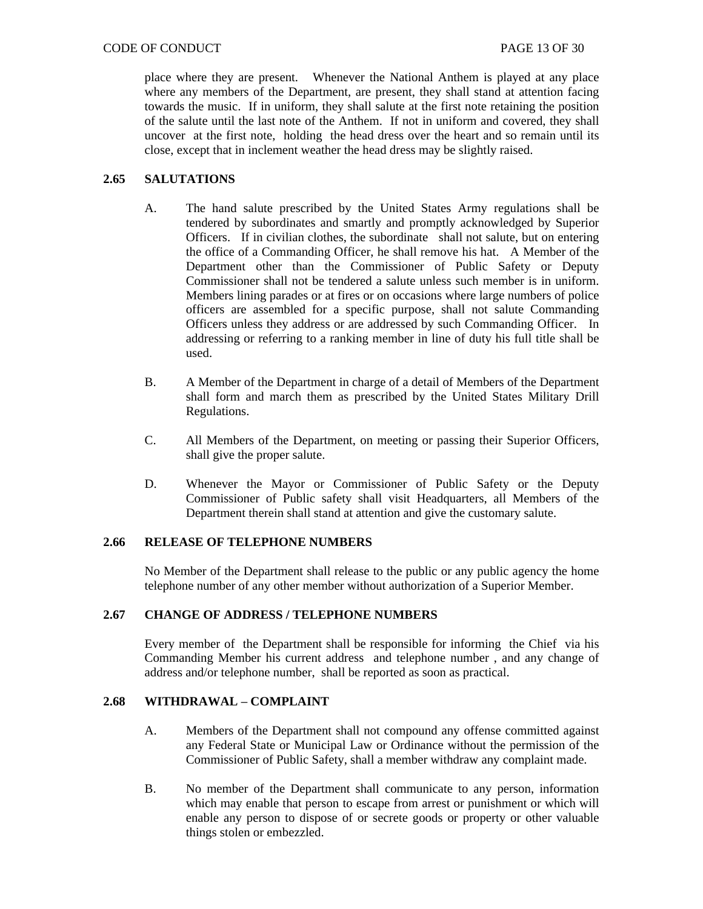place where they are present. Whenever the National Anthem is played at any place where any members of the Department, are present, they shall stand at attention facing towards the music. If in uniform, they shall salute at the first note retaining the position of the salute until the last note of the Anthem. If not in uniform and covered, they shall uncover at the first note, holding the head dress over the heart and so remain until its close, except that in inclement weather the head dress may be slightly raised.

### 2.65 SALUTATIONS

A. The hand salute prescribed by the United States Army regulations shall be tendered by subordinates and smartly and promptly acknowledged by Superior Officers. If in civilian clothes, the subordinate shall not salute, but on entering the office of a Commanding Officer, he shall remove his hat. A Member of the Department other than the Commissioner of Public Safety or Deputy Commissioner shall not be tendered a salute unless such member is in uniform. Members lining parades or at fires or on occasions where large numbers of police officers are assembled for a specific purpose, shall not salute Commanding Officers unless they address or are addressed by such Commanding Officer. In addressing or referring to a ranking member in line of duty his full title shall be used.

B. A Member of the Department in charge of a detail of Members of the Department shall form and march them as prescribed by the United States Military Drill Regulations.

C. All Members of the Department, on meeting or passing their Superior Officers, shall give the proper salute.

D. Whenever the Mayor or Commissioner of Public Safety or the Deputy Commissioner of Public safety shall visit Headquarters, all Members of the Department therein shall stand at attention and give the customary salute.

### 2.66 RELEASE OF TELEPHONE NUMBERS

No Member of the Department shall release to the public or any public agency the home telephone number of any other member without authorization of a Superior Member.

### 2.67 CHANGE OF ADDRESS / TELEPHONE NUMBERS

Every member of the Department shall be responsible for informing the Chief via his Commanding Member his current address and telephone number , and any change of address and/or telephone number, shall be reported as soon as practical.

### 2.68 WITHDRAWAL – COMPLAINT

A. Members of the Department shall not compound any offense committed against any Federal State or Municipal Law or Ordinance without the permission of the Commissioner of Public Safety, shall a member withdraw any complaint made.

B. No member of the Department shall communicate to any person, information which may enable that person to escape from arrest or punishment or which will enable any person to dispose of or secrete goods or property or other valuable things stolen or embezzled.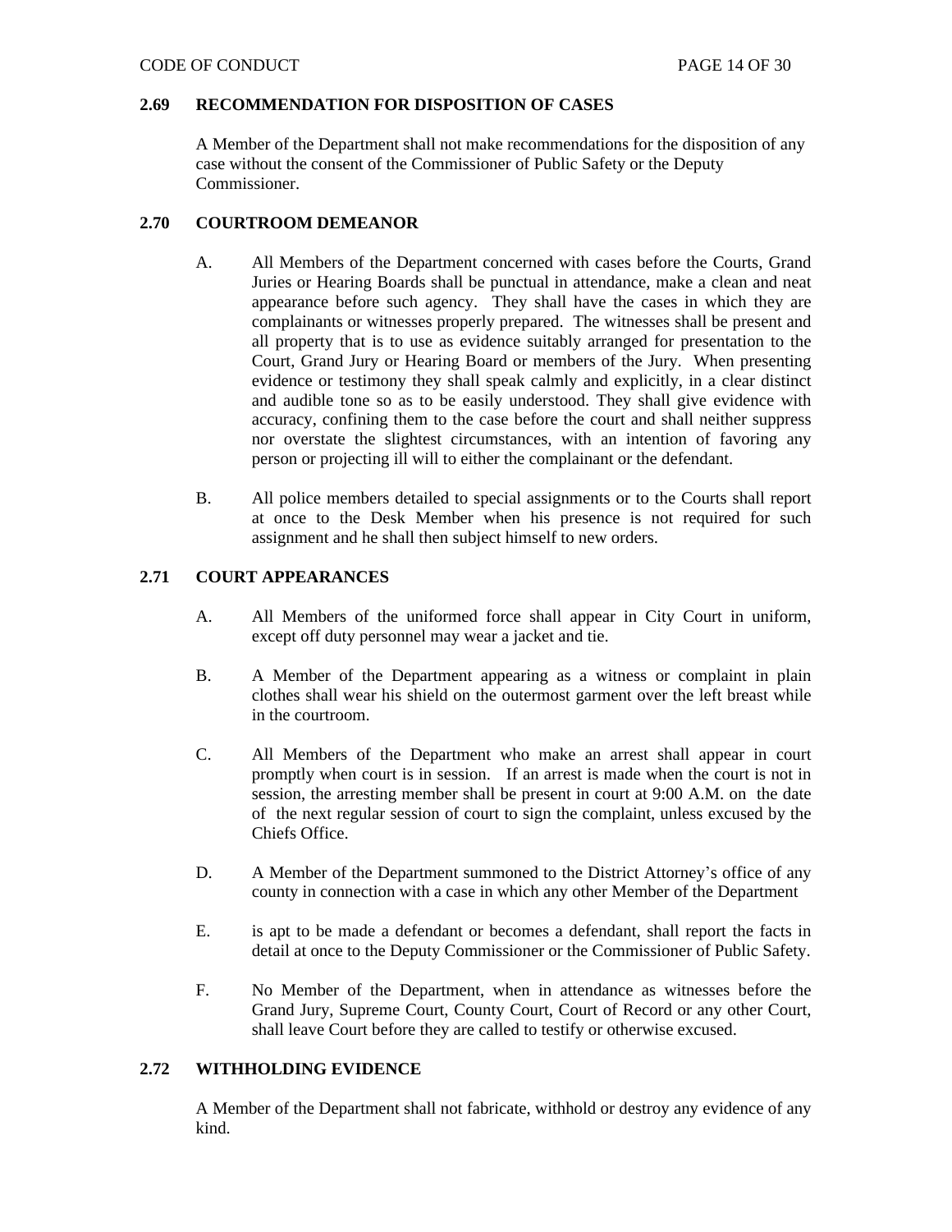## 2.69 RECOMMENDATION FOR DISPOSITION OF CASES

A Member of the Department shall not make recommendations for the disposition of any case without the consent of the Commissioner of Public Safety or the Deputy Commissioner.

## 2.70 COURTROOM DEMEANOR

A. All Members of the Department concerned with cases before the Courts, Grand Juries or Hearing Boards shall be punctual in attendance, make a clean and neat appearance before such agency. They shall have the cases in which they are complainants or witnesses properly prepared. The witnesses shall be present and all property that is to use as evidence suitably arranged for presentation to the Court, Grand Jury or Hearing Board or members of the Jury. When presenting evidence or testimony they shall speak calmly and explicitly, in a clear distinct and audible tone so as to be easily understood. They shall give evidence with accuracy, confining them to the case before the court and shall neither suppress nor overstate the slightest circumstances, with an intention of favoring any person or projecting ill will to either the complainant or the defendant.

B. All police members detailed to special assignments or to the Courts shall report at once to the Desk Member when his presence is not required for such assignment and he shall then subject himself to new orders.

## 2.71 COURT APPEARANCES

A. All Members of the uniformed force shall appear in City Court in uniform, except off duty personnel may wear a jacket and tie.

B. A Member of the Department appearing as a witness or complaint in plain clothes shall wear his shield on the outermost garment over the left breast while in the courtroom.

C. All Members of the Department who make an arrest shall appear in court promptly when court is in session. If an arrest is made when the court is not in session, the arresting member shall be present in court at 9:00 A.M. on the date of the next regular session of court to sign the complaint, unless excused by the Chiefs Office.

D. A Member of the Department summoned to the District Attorney's office of any county in connection with a case in which any other Member of the Department

E. is apt to be made a defendant or becomes a defendant, shall report the facts in detail at once to the Deputy Commissioner or the Commissioner of Public Safety.

F. No Member of the Department, when in attendance as witnesses before the Grand Jury, Supreme Court, County Court, Court of Record or any other Court, shall leave Court before they are called to testify or otherwise excused.

## 2.72 WITHHOLDING EVIDENCE

A Member of the Department shall not fabricate, withhold or destroy any evidence of any kind.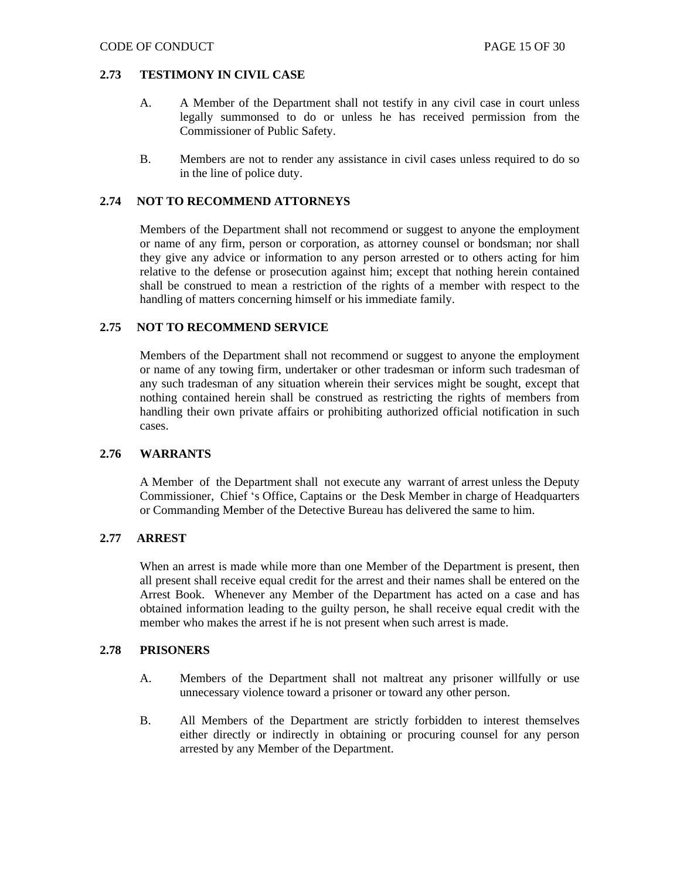### 2.73 TESTIMONY IN CIVIL CASE

A. A Member of the Department shall not testify in any civil case in court unless legally summonsed to do or unless he has received permission from the Commissioner of Public Safety.

B. Members are not to render any assistance in civil cases unless required to do so in the line of police duty.

### 2.74 NOT TO RECOMMEND ATTORNEYS

Members of the Department shall not recommend or suggest to anyone the employment or name of any firm, person or corporation, as attorney counsel or bondsman; nor shall they give any advice or information to any person arrested or to others acting for him relative to the defense or prosecution against him; except that nothing herein contained shall be construed to mean a restriction of the rights of a member with respect to the handling of matters concerning himself or his immediate family.

### 2.75 NOT TO RECOMMEND SERVICE

Members of the Department shall not recommend or suggest to anyone the employment or name of any towing firm, undertaker or other tradesman or inform such tradesman of any such tradesman of any situation wherein their services might be sought, except that nothing contained herein shall be construed as restricting the rights of members from handling their own private affairs or prohibiting authorized official notification in such cases.

### 2.76 WARRANTS

A Member of the Department shall not execute any warrant of arrest unless the Deputy Commissioner, Chief 's Office, Captains or the Desk Member in charge of Headquarters or Commanding Member of the Detective Bureau has delivered the same to him.

### 2.77 ARREST

When an arrest is made while more than one Member of the Department is present, then all present shall receive equal credit for the arrest and their names shall be entered on the Arrest Book. Whenever any Member of the Department has acted on a case and has obtained information leading to the guilty person, he shall receive equal credit with the member who makes the arrest if he is not present when such arrest is made.

### 2.78 PRISONERS

A. Members of the Department shall not maltreat any prisoner willfully or use unnecessary violence toward a prisoner or toward any other person.

B. All Members of the Department are strictly forbidden to interest themselves either directly or indirectly in obtaining or procuring counsel for any person arrested by any Member of the Department.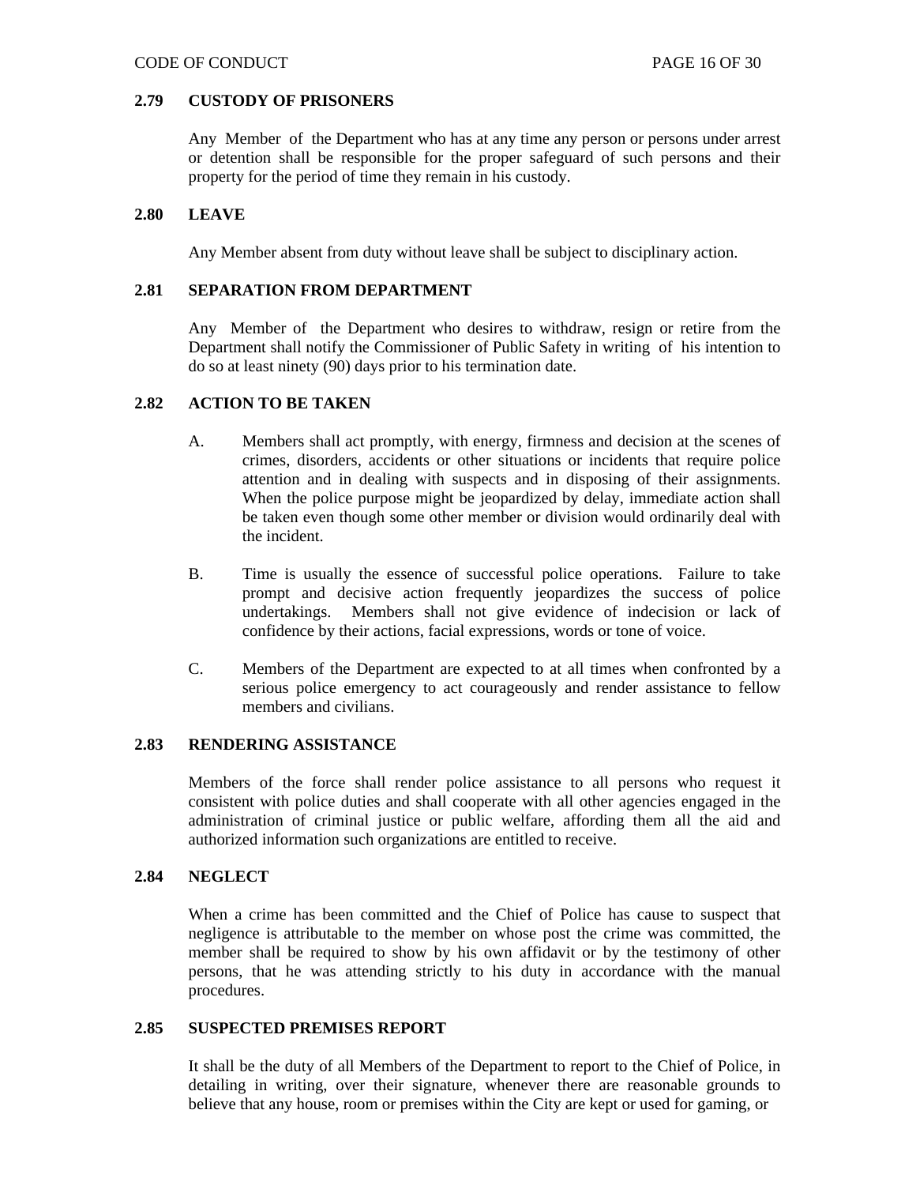### 2.79 CUSTODY OF PRISONERS

Any Member of the Department who has at any time any person or persons under arrest or detention shall be responsible for the proper safeguard of such persons and their property for the period of time they remain in his custody.

### 2.80 LEAVE

Any Member absent from duty without leave shall be subject to disciplinary action.

### 2.81 SEPARATION FROM DEPARTMENT

Any Member of the Department who desires to withdraw, resign or retire from the Department shall notify the Commissioner of Public Safety in writing of his intention to do so at least ninety (90) days prior to his termination date.

### 2.82 ACTION TO BE TAKEN

A. Members shall act promptly, with energy, firmness and decision at the scenes of crimes, disorders, accidents or other situations or incidents that require police attention and in dealing with suspects and in disposing of their assignments. When the police purpose might be jeopardized by delay, immediate action shall be taken even though some other member or division would ordinarily deal with the incident.

B. Time is usually the essence of successful police operations. Failure to take prompt and decisive action frequently jeopardizes the success of police undertakings. Members shall not give evidence of indecision or lack of confidence by their actions, facial expressions, words or tone of voice.

C. Members of the Department are expected to at all times when confronted by a serious police emergency to act courageously and render assistance to fellow members and civilians.

### 2.83 RENDERING ASSISTANCE

Members of the force shall render police assistance to all persons who request it consistent with police duties and shall cooperate with all other agencies engaged in the administration of criminal justice or public welfare, affording them all the aid and authorized information such organizations are entitled to receive.

### 2.84 NEGLECT

When a crime has been committed and the Chief of Police has cause to suspect that negligence is attributable to the member on whose post the crime was committed, the member shall be required to show by his own affidavit or by the testimony of other persons, that he was attending strictly to his duty in accordance with the manual procedures.

### 2.85 SUSPECTED PREMISES REPORT

It shall be the duty of all Members of the Department to report to the Chief of Police, in detailing in writing, over their signature, whenever there are reasonable grounds to believe that any house, room or premises within the City are kept or used for gaming, or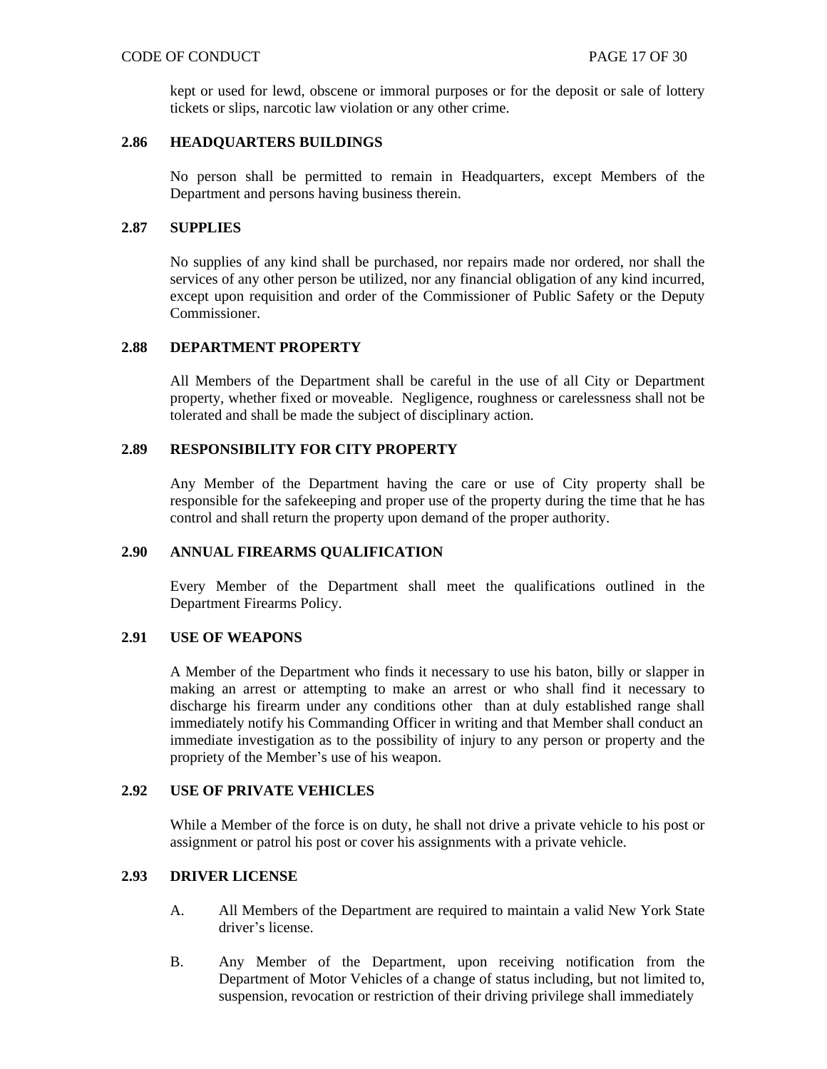kept or used for lewd, obscene or immoral purposes or for the deposit or sale of lottery tickets or slips, narcotic law violation or any other crime.

### 2.86 HEADQUARTERS BUILDINGS

No person shall be permitted to remain in Headquarters, except Members of the Department and persons having business therein.

### 2.87 SUPPLIES

No supplies of any kind shall be purchased, nor repairs made nor ordered, nor shall the services of any other person be utilized, nor any financial obligation of any kind incurred, except upon requisition and order of the Commissioner of Public Safety or the Deputy Commissioner.

### 2.88 DEPARTMENT PROPERTY

All Members of the Department shall be careful in the use of all City or Department property, whether fixed or moveable. Negligence, roughness or carelessness shall not be tolerated and shall be made the subject of disciplinary action.

### 2.89 RESPONSIBILITY FOR CITY PROPERTY

Any Member of the Department having the care or use of City property shall be responsible for the safekeeping and proper use of the property during the time that he has control and shall return the property upon demand of the proper authority.

### 2.90 ANNUAL FIREARMS QUALIFICATION

Every Member of the Department shall meet the qualifications outlined in the Department Firearms Policy.

### 2.91 USE OF WEAPONS

A Member of the Department who finds it necessary to use his baton, billy or slapper in making an arrest or attempting to make an arrest or who shall find it necessary to discharge his firearm under any conditions other than at duly established range shall immediately notify his Commanding Officer in writing and that Member shall conduct an immediate investigation as to the possibility of injury to any person or property and the propriety of the Member's use of his weapon.

### 2.92 USE OF PRIVATE VEHICLES

While a Member of the force is on duty, he shall not drive a private vehicle to his post or assignment or patrol his post or cover his assignments with a private vehicle.

### 2.93 DRIVER LICENSE

A. All Members of the Department are required to maintain a valid New York State driver's license.

B. Any Member of the Department, upon receiving notification from the Department of Motor Vehicles of a change of status including, but not limited to, suspension, revocation or restriction of their driving privilege shall immediately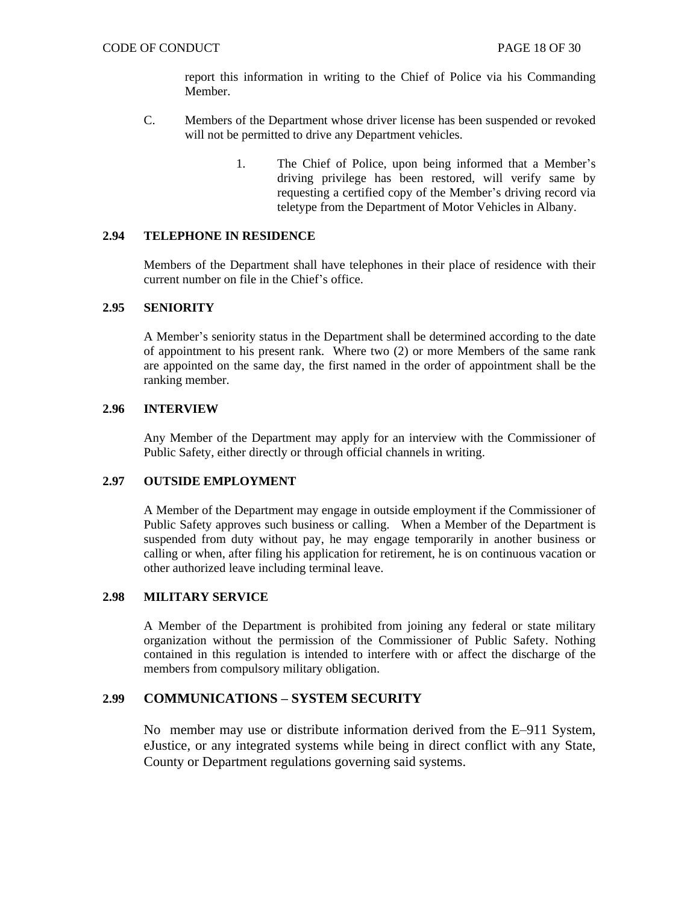report this information in writing to the Chief of Police via his Commanding Member.

C. Members of the Department whose driver license has been suspended or revoked will not be permitted to drive any Department vehicles.

   1. The Chief of Police, upon being informed that a Member's driving privilege has been restored, will verify same by requesting a certified copy of the Member's driving record via teletype from the Department of Motor Vehicles in Albany.

## 2.94 TELEPHONE IN RESIDENCE

Members of the Department shall have telephones in their place of residence with their current number on file in the Chief's office.

## 2.95 SENIORITY

A Member's seniority status in the Department shall be determined according to the date of appointment to his present rank. Where two (2) or more Members of the same rank are appointed on the same day, the first named in the order of appointment shall be the ranking member.

## 2.96 INTERVIEW

Any Member of the Department may apply for an interview with the Commissioner of Public Safety, either directly or through official channels in writing.

## 2.97 OUTSIDE EMPLOYMENT

A Member of the Department may engage in outside employment if the Commissioner of Public Safety approves such business or calling. When a Member of the Department is suspended from duty without pay, he may engage temporarily in another business or calling or when, after filing his application for retirement, he is on continuous vacation or other authorized leave including terminal leave.

## 2.98 MILITARY SERVICE

A Member of the Department is prohibited from joining any federal or state military organization without the permission of the Commissioner of Public Safety. Nothing contained in this regulation is intended to interfere with or affect the discharge of the members from compulsory military obligation.

## 2.99 COMMUNICATIONS – SYSTEM SECURITY

No member may use or distribute information derived from the E–911 System, eJustice, or any integrated systems while being in direct conflict with any State, County or Department regulations governing said systems.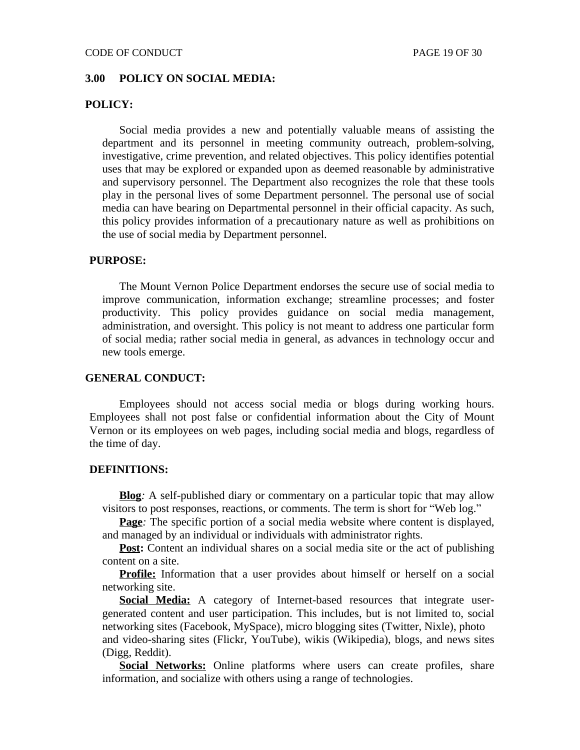## 3.00 POLICY ON SOCIAL MEDIA:

### POLICY:

Social media provides a new and potentially valuable means of assisting the department and its personnel in meeting community outreach, problem-solving, investigative, crime prevention, and related objectives. This policy identifies potential uses that may be explored or expanded upon as deemed reasonable by administrative and supervisory personnel. The Department also recognizes the role that these tools play in the personal lives of some Department personnel. The personal use of social media can have bearing on Departmental personnel in their official capacity. As such, this policy provides information of a precautionary nature as well as prohibitions on the use of social media by Department personnel.

### PURPOSE:

The Mount Vernon Police Department endorses the secure use of social media to improve communication, information exchange; streamline processes; and foster productivity. This policy provides guidance on social media management, administration, and oversight. This policy is not meant to address one particular form of social media; rather social media in general, as advances in technology occur and new tools emerge.

### GENERAL CONDUCT:

Employees should not access social media or blogs during working hours. Employees shall not post false or confidential information about the City of Mount Vernon or its employees on web pages, including social media and blogs, regardless of the time of day.

### DEFINITIONS:

**Blog***:* A self-published diary or commentary on a particular topic that may allow visitors to post responses, reactions, or comments. The term is short for "Web log."

**Page***:* The specific portion of a social media website where content is displayed, and managed by an individual or individuals with administrator rights.

**Post:** Content an individual shares on a social media site or the act of publishing content on a site.

**Profile:** Information that a user provides about himself or herself on a social networking site.

**Social Media:** A category of Internet-based resources that integrate user-generated content and user participation. This includes, but is not limited to, social networking sites (Facebook, MySpace), micro blogging sites (Twitter, Nixle), photo and video-sharing sites (Flickr, YouTube), wikis (Wikipedia), blogs, and news sites (Digg, Reddit).

**Social Networks:** Online platforms where users can create profiles, share information, and socialize with others using a range of technologies.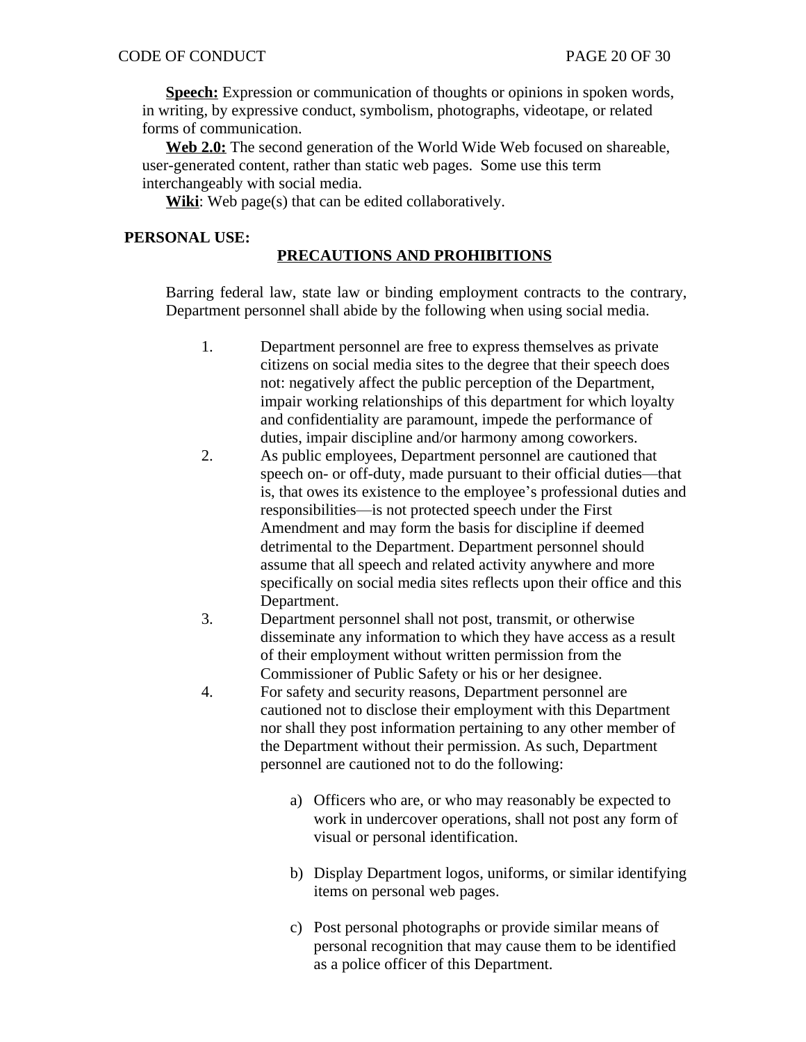**Speech:** Expression or communication of thoughts or opinions in spoken words, in writing, by expressive conduct, symbolism, photographs, videotape, or related forms of communication.

**Web 2.0:** The second generation of the World Wide Web focused on shareable, user-generated content, rather than static web pages. Some use this term interchangeably with social media.

**Wiki**: Web page(s) that can be edited collaboratively.

**PERSONAL USE:**

**PRECAUTIONS AND PROHIBITIONS**

Barring federal law, state law or binding employment contracts to the contrary, Department personnel shall abide by the following when using social media.

1. Department personnel are free to express themselves as private citizens on social media sites to the degree that their speech does not: negatively affect the public perception of the Department, impair working relationships of this department for which loyalty and confidentiality are paramount, impede the performance of duties, impair discipline and/or harmony among coworkers.
2. As public employees, Department personnel are cautioned that speech on- or off-duty, made pursuant to their official duties—that is, that owes its existence to the employee's professional duties and responsibilities—is not protected speech under the First Amendment and may form the basis for discipline if deemed detrimental to the Department. Department personnel should assume that all speech and related activity anywhere and more specifically on social media sites reflects upon their office and this Department.
3. Department personnel shall not post, transmit, or otherwise disseminate any information to which they have access as a result of their employment without written permission from the Commissioner of Public Safety or his or her designee.
4. For safety and security reasons, Department personnel are cautioned not to disclose their employment with this Department nor shall they post information pertaining to any other member of the Department without their permission. As such, Department personnel are cautioned not to do the following:

    a) Officers who are, or who may reasonably be expected to work in undercover operations, shall not post any form of visual or personal identification.

    b) Display Department logos, uniforms, or similar identifying items on personal web pages.

    c) Post personal photographs or provide similar means of personal recognition that may cause them to be identified as a police officer of this Department.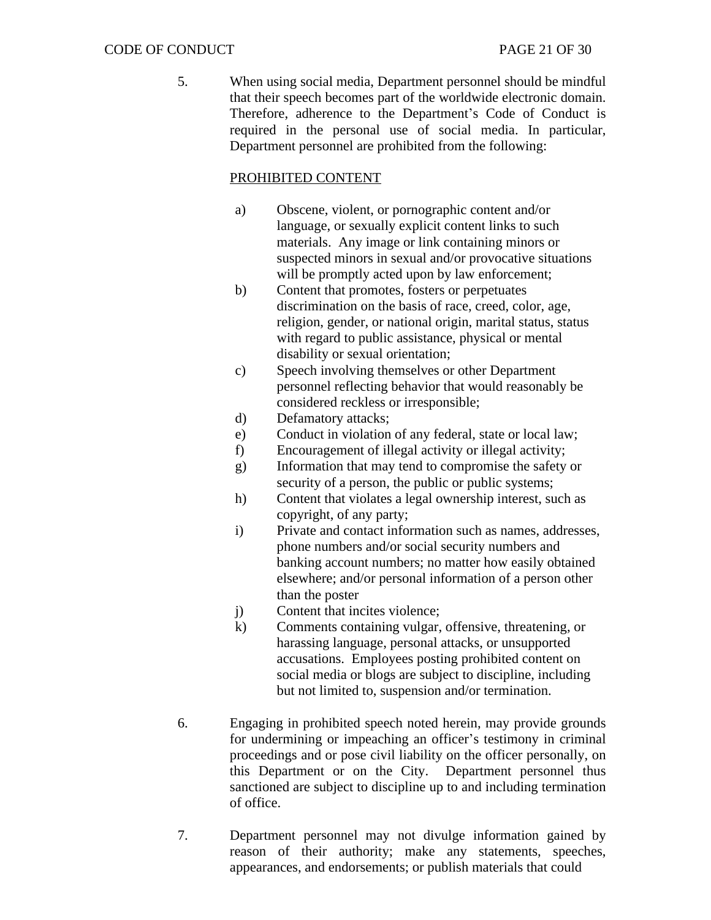5. When using social media, Department personnel should be mindful that their speech becomes part of the worldwide electronic domain. Therefore, adherence to the Department's Code of Conduct is required in the personal use of social media. In particular, Department personnel are prohibited from the following:

   <u>PROHIBITED CONTENT</u>

   a) Obscene, violent, or pornographic content and/or language, or sexually explicit content links to such materials. Any image or link containing minors or suspected minors in sexual and/or provocative situations will be promptly acted upon by law enforcement;
   b) Content that promotes, fosters or perpetuates discrimination on the basis of race, creed, color, age, religion, gender, or national origin, marital status, status with regard to public assistance, physical or mental disability or sexual orientation;
   c) Speech involving themselves or other Department personnel reflecting behavior that would reasonably be considered reckless or irresponsible;
   d) Defamatory attacks;
   e) Conduct in violation of any federal, state or local law;
   f) Encouragement of illegal activity or illegal activity;
   g) Information that may tend to compromise the safety or security of a person, the public or public systems;
   h) Content that violates a legal ownership interest, such as copyright, of any party;
   i) Private and contact information such as names, addresses, phone numbers and/or social security numbers and banking account numbers; no matter how easily obtained elsewhere; and/or personal information of a person other than the poster
   j) Content that incites violence;
   k) Comments containing vulgar, offensive, threatening, or harassing language, personal attacks, or unsupported accusations. Employees posting prohibited content on social media or blogs are subject to discipline, including but not limited to, suspension and/or termination.

6. Engaging in prohibited speech noted herein, may provide grounds for undermining or impeaching an officer's testimony in criminal proceedings and or pose civil liability on the officer personally, on this Department or on the City. Department personnel thus sanctioned are subject to discipline up to and including termination of office.

7. Department personnel may not divulge information gained by reason of their authority; make any statements, speeches, appearances, and endorsements; or publish materials that could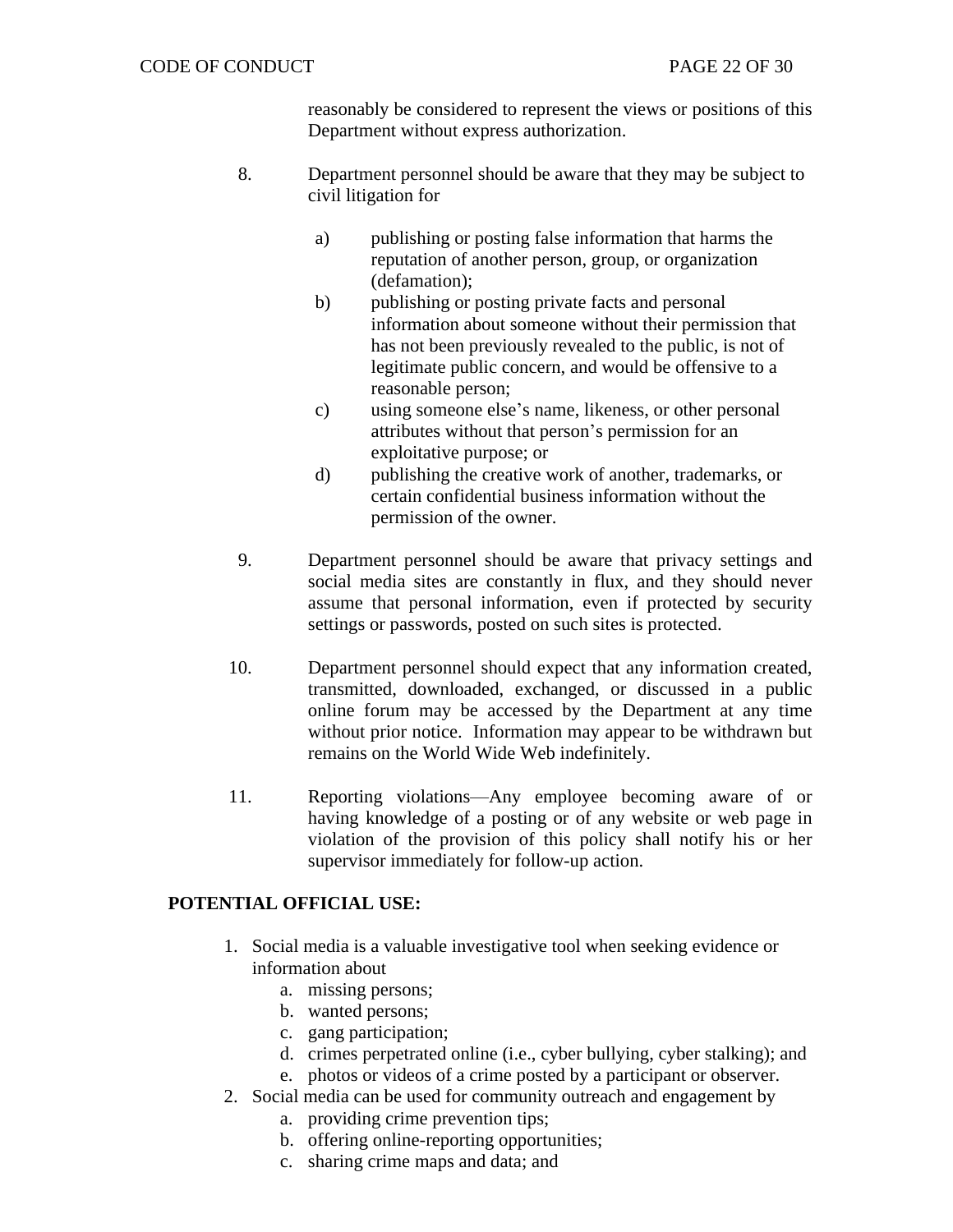reasonably be considered to represent the views or positions of this Department without express authorization.

8. Department personnel should be aware that they may be subject to civil litigation for

   a) publishing or posting false information that harms the reputation of another person, group, or organization (defamation);
   b) publishing or posting private facts and personal information about someone without their permission that has not been previously revealed to the public, is not of legitimate public concern, and would be offensive to a reasonable person;
   c) using someone else's name, likeness, or other personal attributes without that person's permission for an exploitative purpose; or
   d) publishing the creative work of another, trademarks, or certain confidential business information without the permission of the owner.

9. Department personnel should be aware that privacy settings and social media sites are constantly in flux, and they should never assume that personal information, even if protected by security settings or passwords, posted on such sites is protected.

10. Department personnel should expect that any information created, transmitted, downloaded, exchanged, or discussed in a public online forum may be accessed by the Department at any time without prior notice. Information may appear to be withdrawn but remains on the World Wide Web indefinitely.

11. Reporting violations—Any employee becoming aware of or having knowledge of a posting or of any website or web page in violation of the provision of this policy shall notify his or her supervisor immediately for follow-up action.

**POTENTIAL OFFICIAL USE:**

1. Social media is a valuable investigative tool when seeking evidence or information about
   a. missing persons;
   b. wanted persons;
   c. gang participation;
   d. crimes perpetrated online (i.e., cyber bullying, cyber stalking); and
   e. photos or videos of a crime posted by a participant or observer.
2. Social media can be used for community outreach and engagement by
   a. providing crime prevention tips;
   b. offering online-reporting opportunities;
   c. sharing crime maps and data; and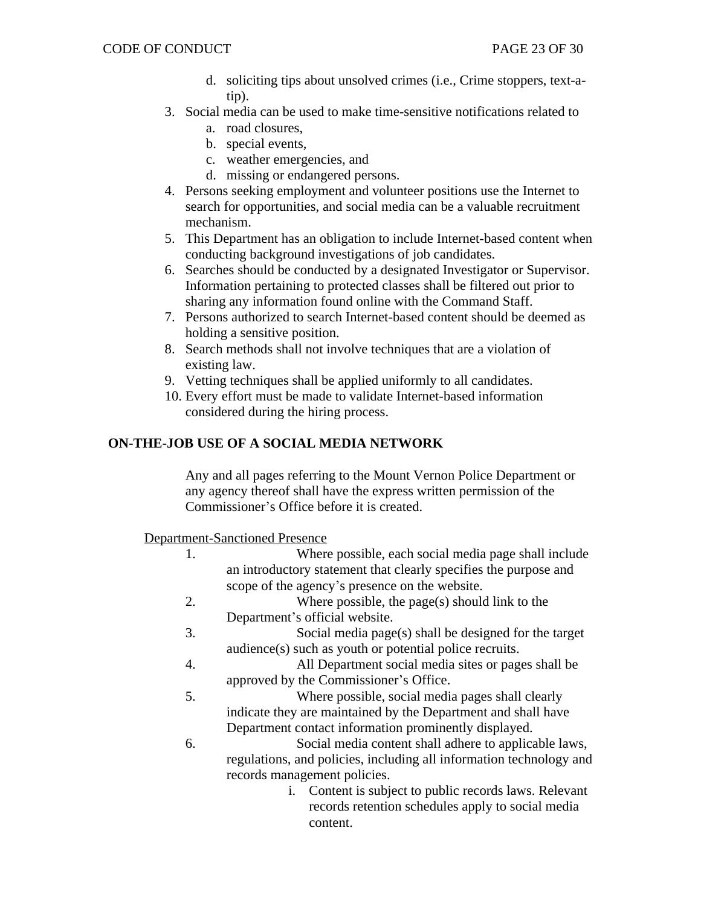d. soliciting tips about unsolved crimes (i.e., Crime stoppers, text-a-tip).

3. Social media can be used to make time-sensitive notifications related to
   a. road closures,
   b. special events,
   c. weather emergencies, and
   d. missing or endangered persons.
4. Persons seeking employment and volunteer positions use the Internet to search for opportunities, and social media can be a valuable recruitment mechanism.
5. This Department has an obligation to include Internet-based content when conducting background investigations of job candidates.
6. Searches should be conducted by a designated Investigator or Supervisor. Information pertaining to protected classes shall be filtered out prior to sharing any information found online with the Command Staff.
7. Persons authorized to search Internet-based content should be deemed as holding a sensitive position.
8. Search methods shall not involve techniques that are a violation of existing law.
9. Vetting techniques shall be applied uniformly to all candidates.
10. Every effort must be made to validate Internet-based information considered during the hiring process.

## ON-THE-JOB USE OF A SOCIAL MEDIA NETWORK

Any and all pages referring to the Mount Vernon Police Department or any agency thereof shall have the express written permission of the Commissioner's Office before it is created.

Department-Sanctioned Presence

1. Where possible, each social media page shall include an introductory statement that clearly specifies the purpose and scope of the agency's presence on the website.
2. Where possible, the page(s) should link to the Department's official website.
3. Social media page(s) shall be designed for the target audience(s) such as youth or potential police recruits.
4. All Department social media sites or pages shall be approved by the Commissioner's Office.
5. Where possible, social media pages shall clearly indicate they are maintained by the Department and shall have Department contact information prominently displayed.
6. Social media content shall adhere to applicable laws, regulations, and policies, including all information technology and records management policies.
   i. Content is subject to public records laws. Relevant records retention schedules apply to social media content.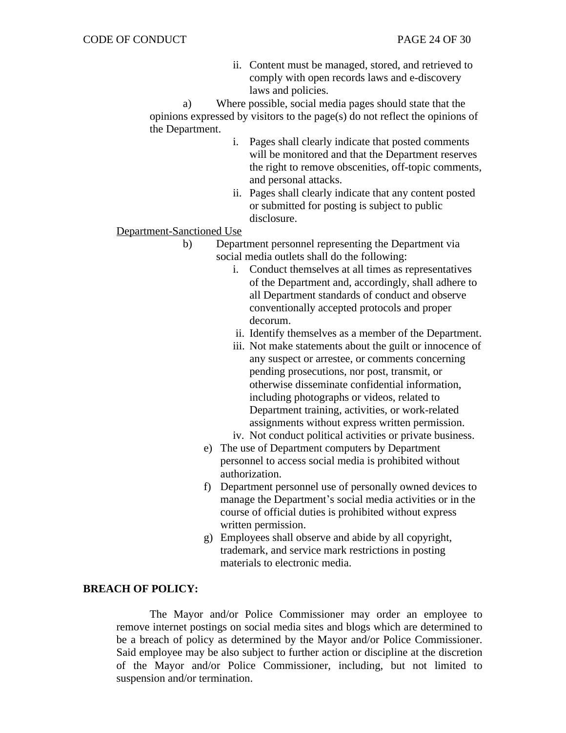ii. Content must be managed, stored, and retrieved to comply with open records laws and e-discovery laws and policies.

a) Where possible, social media pages should state that the opinions expressed by visitors to the page(s) do not reflect the opinions of the Department.

i. Pages shall clearly indicate that posted comments will be monitored and that the Department reserves the right to remove obscenities, off-topic comments, and personal attacks.

ii. Pages shall clearly indicate that any content posted or submitted for posting is subject to public disclosure.

<u>Department-Sanctioned Use</u>

b) Department personnel representing the Department via social media outlets shall do the following:

i. Conduct themselves at all times as representatives of the Department and, accordingly, shall adhere to all Department standards of conduct and observe conventionally accepted protocols and proper decorum.

ii. Identify themselves as a member of the Department.

iii. Not make statements about the guilt or innocence of any suspect or arrestee, or comments concerning pending prosecutions, nor post, transmit, or otherwise disseminate confidential information, including photographs or videos, related to Department training, activities, or work-related assignments without express written permission.

iv. Not conduct political activities or private business.

e) The use of Department computers by Department personnel to access social media is prohibited without authorization.

f) Department personnel use of personally owned devices to manage the Department's social media activities or in the course of official duties is prohibited without express written permission.

g) Employees shall observe and abide by all copyright, trademark, and service mark restrictions in posting materials to electronic media.

**BREACH OF POLICY:**

The Mayor and/or Police Commissioner may order an employee to remove internet postings on social media sites and blogs which are determined to be a breach of policy as determined by the Mayor and/or Police Commissioner. Said employee may be also subject to further action or discipline at the discretion of the Mayor and/or Police Commissioner, including, but not limited to suspension and/or termination.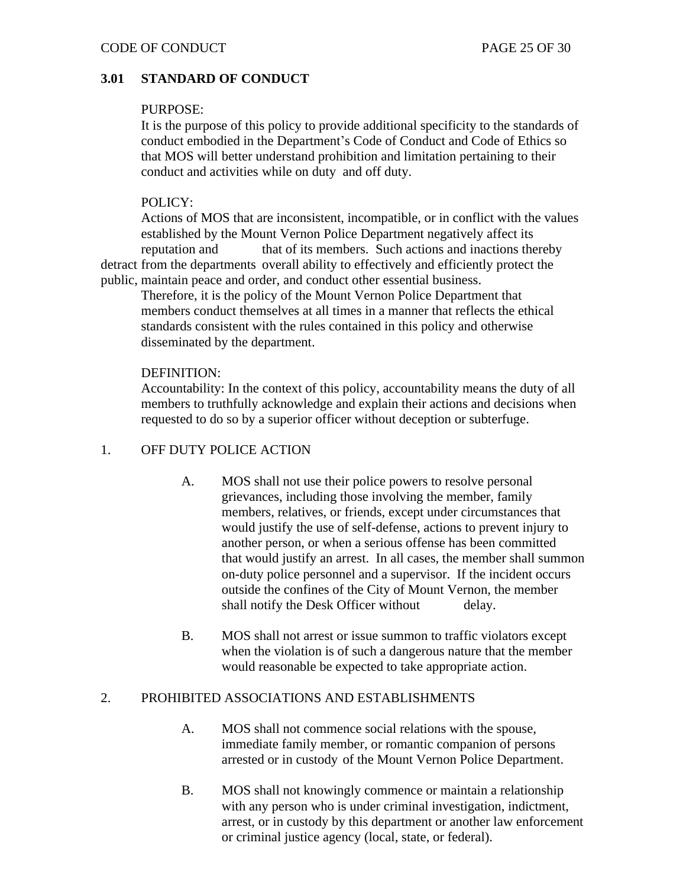## 3.01 STANDARD OF CONDUCT

PURPOSE:
It is the purpose of this policy to provide additional specificity to the standards of conduct embodied in the Department's Code of Conduct and Code of Ethics so that MOS will better understand prohibition and limitation pertaining to their conduct and activities while on duty and off duty.

POLICY:
Actions of MOS that are inconsistent, incompatible, or in conflict with the values established by the Mount Vernon Police Department negatively affect its reputation and that of its members. Such actions and inactions thereby detract from the departments overall ability to effectively and efficiently protect the public, maintain peace and order, and conduct other essential business.
Therefore, it is the policy of the Mount Vernon Police Department that members conduct themselves at all times in a manner that reflects the ethical standards consistent with the rules contained in this policy and otherwise disseminated by the department.

DEFINITION:
Accountability: In the context of this policy, accountability means the duty of all members to truthfully acknowledge and explain their actions and decisions when requested to do so by a superior officer without deception or subterfuge.

1. OFF DUTY POLICE ACTION

   A. MOS shall not use their police powers to resolve personal grievances, including those involving the member, family members, relatives, or friends, except under circumstances that would justify the use of self-defense, actions to prevent injury to another person, or when a serious offense has been committed that would justify an arrest. In all cases, the member shall summon on-duty police personnel and a supervisor. If the incident occurs outside the confines of the City of Mount Vernon, the member shall notify the Desk Officer without delay.

   B. MOS shall not arrest or issue summon to traffic violators except when the violation is of such a dangerous nature that the member would reasonable be expected to take appropriate action.

2. PROHIBITED ASSOCIATIONS AND ESTABLISHMENTS

   A. MOS shall not commence social relations with the spouse, immediate family member, or romantic companion of persons arrested or in custody of the Mount Vernon Police Department.

   B. MOS shall not knowingly commence or maintain a relationship with any person who is under criminal investigation, indictment, arrest, or in custody by this department or another law enforcement or criminal justice agency (local, state, or federal).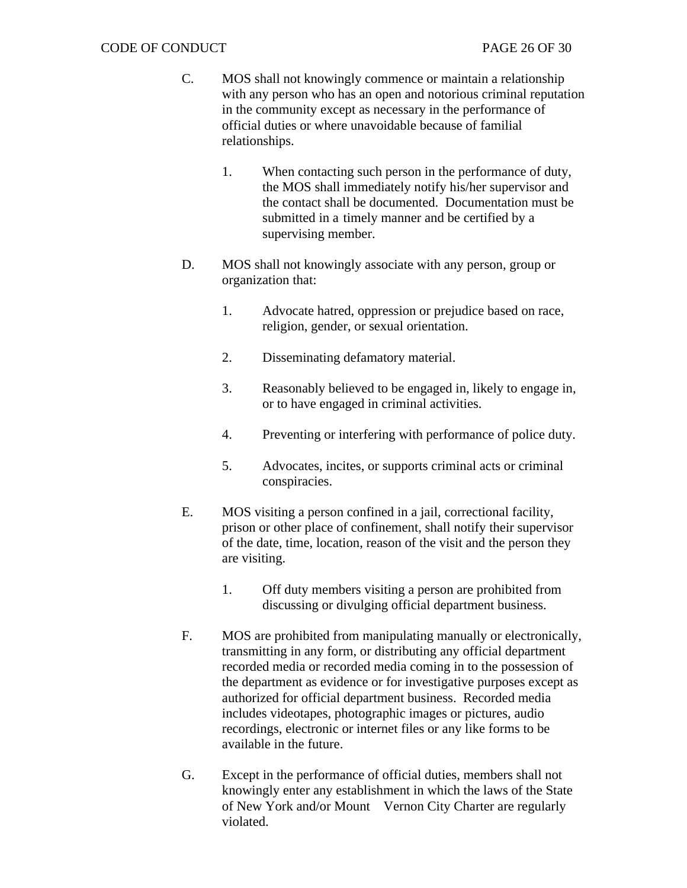C. MOS shall not knowingly commence or maintain a relationship with any person who has an open and notorious criminal reputation in the community except as necessary in the performance of official duties or where unavoidable because of familial relationships.

   1. When contacting such person in the performance of duty, the MOS shall immediately notify his/her supervisor and the contact shall be documented. Documentation must be submitted in a timely manner and be certified by a supervising member.

D. MOS shall not knowingly associate with any person, group or organization that:

   1. Advocate hatred, oppression or prejudice based on race, religion, gender, or sexual orientation.

   2. Disseminating defamatory material.

   3. Reasonably believed to be engaged in, likely to engage in, or to have engaged in criminal activities.

   4. Preventing or interfering with performance of police duty.

   5. Advocates, incites, or supports criminal acts or criminal conspiracies.

E. MOS visiting a person confined in a jail, correctional facility, prison or other place of confinement, shall notify their supervisor of the date, time, location, reason of the visit and the person they are visiting.

   1. Off duty members visiting a person are prohibited from discussing or divulging official department business.

F. MOS are prohibited from manipulating manually or electronically, transmitting in any form, or distributing any official department recorded media or recorded media coming in to the possession of the department as evidence or for investigative purposes except as authorized for official department business. Recorded media includes videotapes, photographic images or pictures, audio recordings, electronic or internet files or any like forms to be available in the future.

G. Except in the performance of official duties, members shall not knowingly enter any establishment in which the laws of the State of New York and/or Mount Vernon City Charter are regularly violated.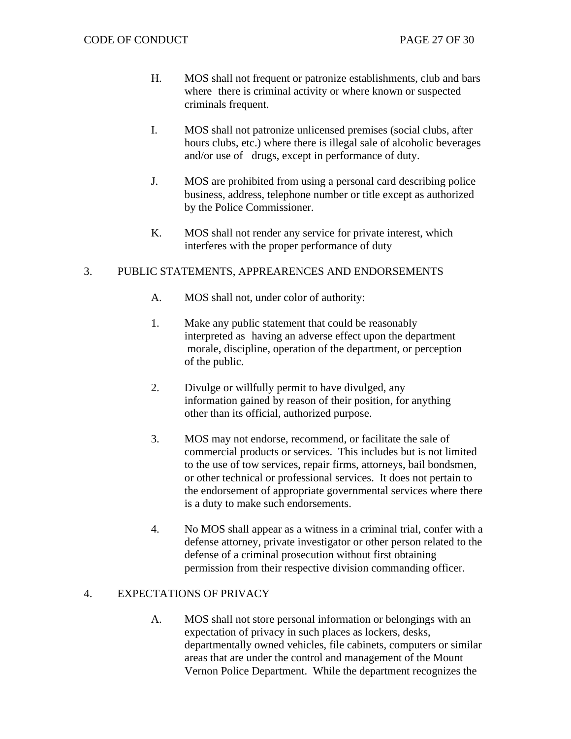H. MOS shall not frequent or patronize establishments, club and bars where there is criminal activity or where known or suspected criminals frequent.

I. MOS shall not patronize unlicensed premises (social clubs, after hours clubs, etc.) where there is illegal sale of alcoholic beverages and/or use of drugs, except in performance of duty.

J. MOS are prohibited from using a personal card describing police business, address, telephone number or title except as authorized by the Police Commissioner.

K. MOS shall not render any service for private interest, which interferes with the proper performance of duty

## 3. PUBLIC STATEMENTS, APPREARENCES AND ENDORSEMENTS

A. MOS shall not, under color of authority:

1. Make any public statement that could be reasonably interpreted as having an adverse effect upon the department morale, discipline, operation of the department, or perception of the public.

2. Divulge or willfully permit to have divulged, any information gained by reason of their position, for anything other than its official, authorized purpose.

3. MOS may not endorse, recommend, or facilitate the sale of commercial products or services. This includes but is not limited to the use of tow services, repair firms, attorneys, bail bondsmen, or other technical or professional services. It does not pertain to the endorsement of appropriate governmental services where there is a duty to make such endorsements.

4. No MOS shall appear as a witness in a criminal trial, confer with a defense attorney, private investigator or other person related to the defense of a criminal prosecution without first obtaining permission from their respective division commanding officer.

## 4. EXPECTATIONS OF PRIVACY

A. MOS shall not store personal information or belongings with an expectation of privacy in such places as lockers, desks, departmentally owned vehicles, file cabinets, computers or similar areas that are under the control and management of the Mount Vernon Police Department. While the department recognizes the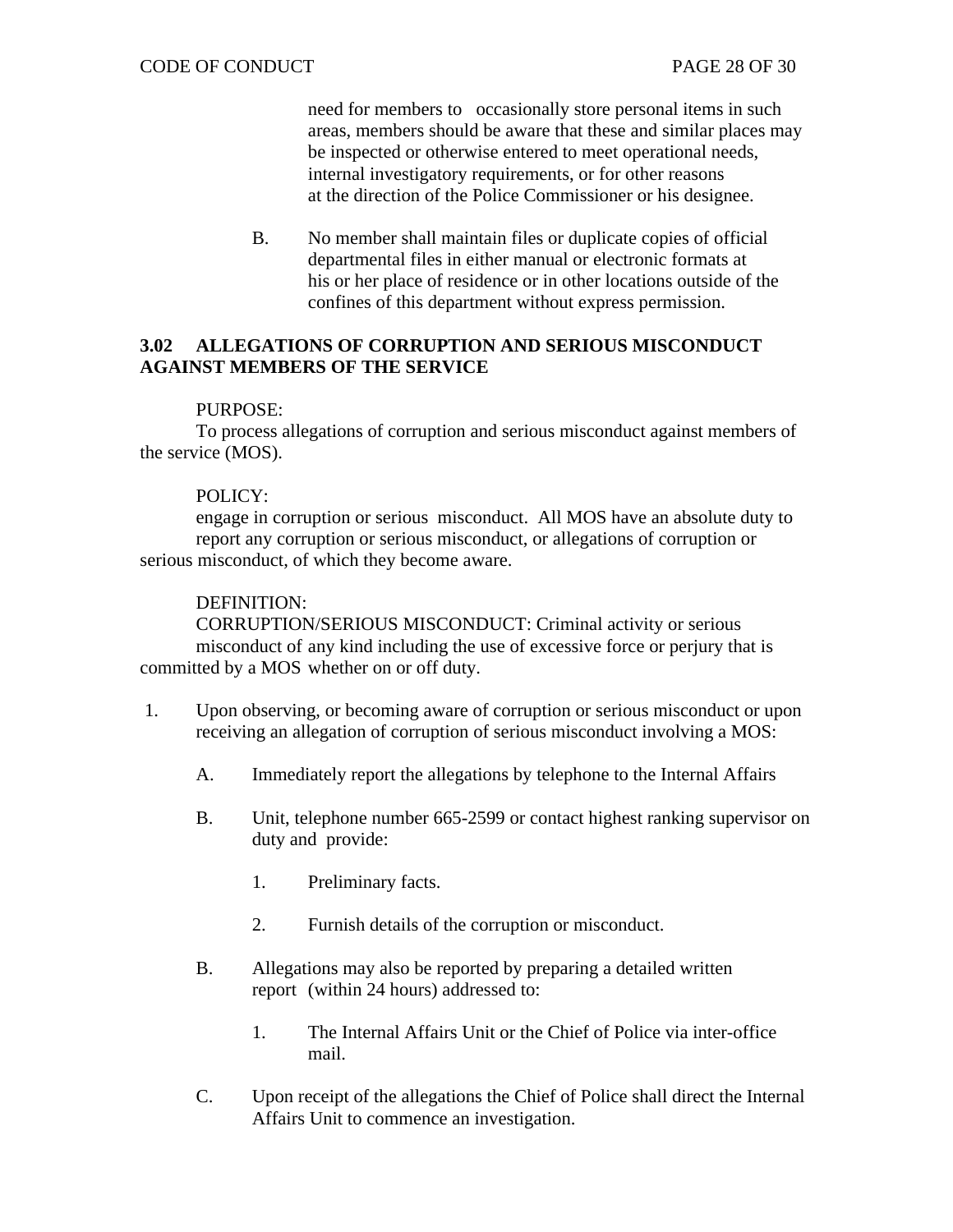need for members to occasionally store personal items in such areas, members should be aware that these and similar places may be inspected or otherwise entered to meet operational needs, internal investigatory requirements, or for other reasons at the direction of the Police Commissioner or his designee.

B. No member shall maintain files or duplicate copies of official departmental files in either manual or electronic formats at his or her place of residence or in other locations outside of the confines of this department without express permission.

## 3.02 ALLEGATIONS OF CORRUPTION AND SERIOUS MISCONDUCT AGAINST MEMBERS OF THE SERVICE

PURPOSE:
To process allegations of corruption and serious misconduct against members of the service (MOS).

POLICY:
engage in corruption or serious misconduct. All MOS have an absolute duty to report any corruption or serious misconduct, or allegations of corruption or serious misconduct, of which they become aware.

DEFINITION:
CORRUPTION/SERIOUS MISCONDUCT: Criminal activity or serious misconduct of any kind including the use of excessive force or perjury that is committed by a MOS whether on or off duty.

1. Upon observing, or becoming aware of corruption or serious misconduct or upon receiving an allegation of corruption of serious misconduct involving a MOS:

   A. Immediately report the allegations by telephone to the Internal Affairs

   B. Unit, telephone number 665-2599 or contact highest ranking supervisor on duty and provide:

      1. Preliminary facts.

      2. Furnish details of the corruption or misconduct.

   B. Allegations may also be reported by preparing a detailed written report (within 24 hours) addressed to:

      1. The Internal Affairs Unit or the Chief of Police via inter-office mail.

   C. Upon receipt of the allegations the Chief of Police shall direct the Internal Affairs Unit to commence an investigation.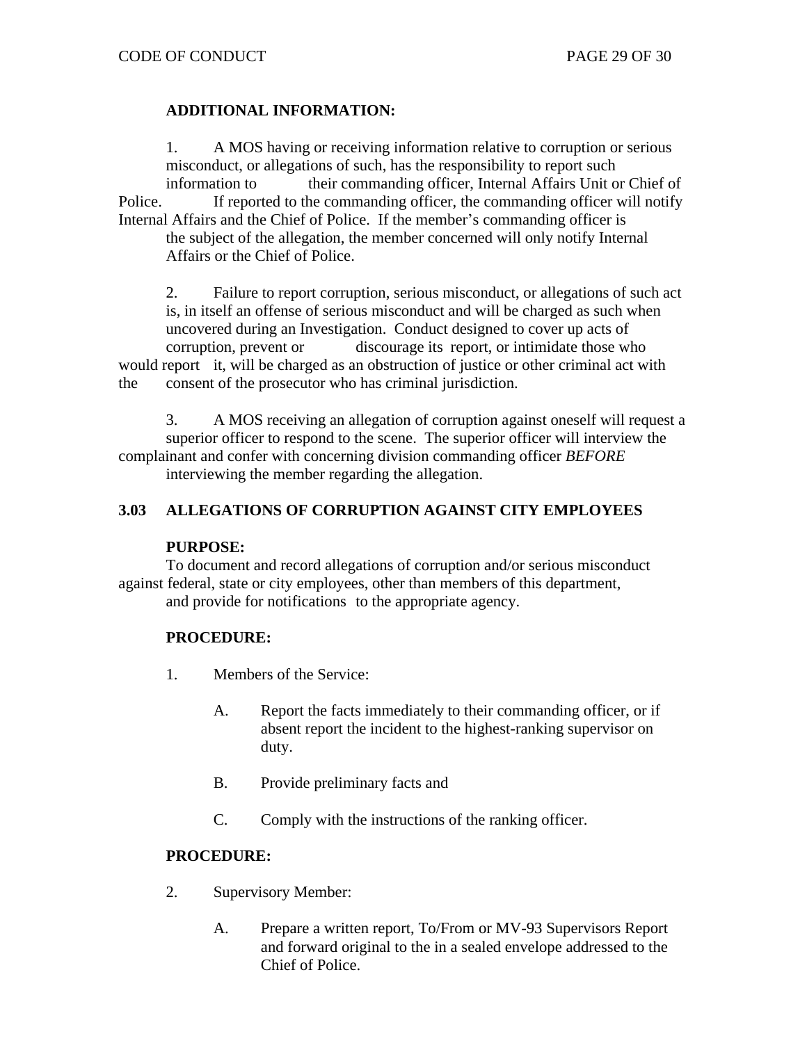**ADDITIONAL INFORMATION:**

1. A MOS having or receiving information relative to corruption or serious misconduct, or allegations of such, has the responsibility to report such information to their commanding officer, Internal Affairs Unit or Chief of Police. If reported to the commanding officer, the commanding officer will notify Internal Affairs and the Chief of Police. If the member's commanding officer is the subject of the allegation, the member concerned will only notify Internal Affairs or the Chief of Police.

2. Failure to report corruption, serious misconduct, or allegations of such act is, in itself an offense of serious misconduct and will be charged as such when uncovered during an Investigation. Conduct designed to cover up acts of corruption, prevent or discourage its report, or intimidate those who would report it, will be charged as an obstruction of justice or other criminal act with the consent of the prosecutor who has criminal jurisdiction.

3. A MOS receiving an allegation of corruption against oneself will request a superior officer to respond to the scene. The superior officer will interview the complainant and confer with concerning division commanding officer *BEFORE* interviewing the member regarding the allegation.

## 3.03 ALLEGATIONS OF CORRUPTION AGAINST CITY EMPLOYEES

**PURPOSE:**

To document and record allegations of corruption and/or serious misconduct against federal, state or city employees, other than members of this department, and provide for notifications to the appropriate agency.

**PROCEDURE:**

1. Members of the Service:

   A. Report the facts immediately to their commanding officer, or if absent report the incident to the highest-ranking supervisor on duty.

   B. Provide preliminary facts and

   C. Comply with the instructions of the ranking officer.

**PROCEDURE:**

2. Supervisory Member:

   A. Prepare a written report, To/From or MV-93 Supervisors Report and forward original to the in a sealed envelope addressed to the Chief of Police.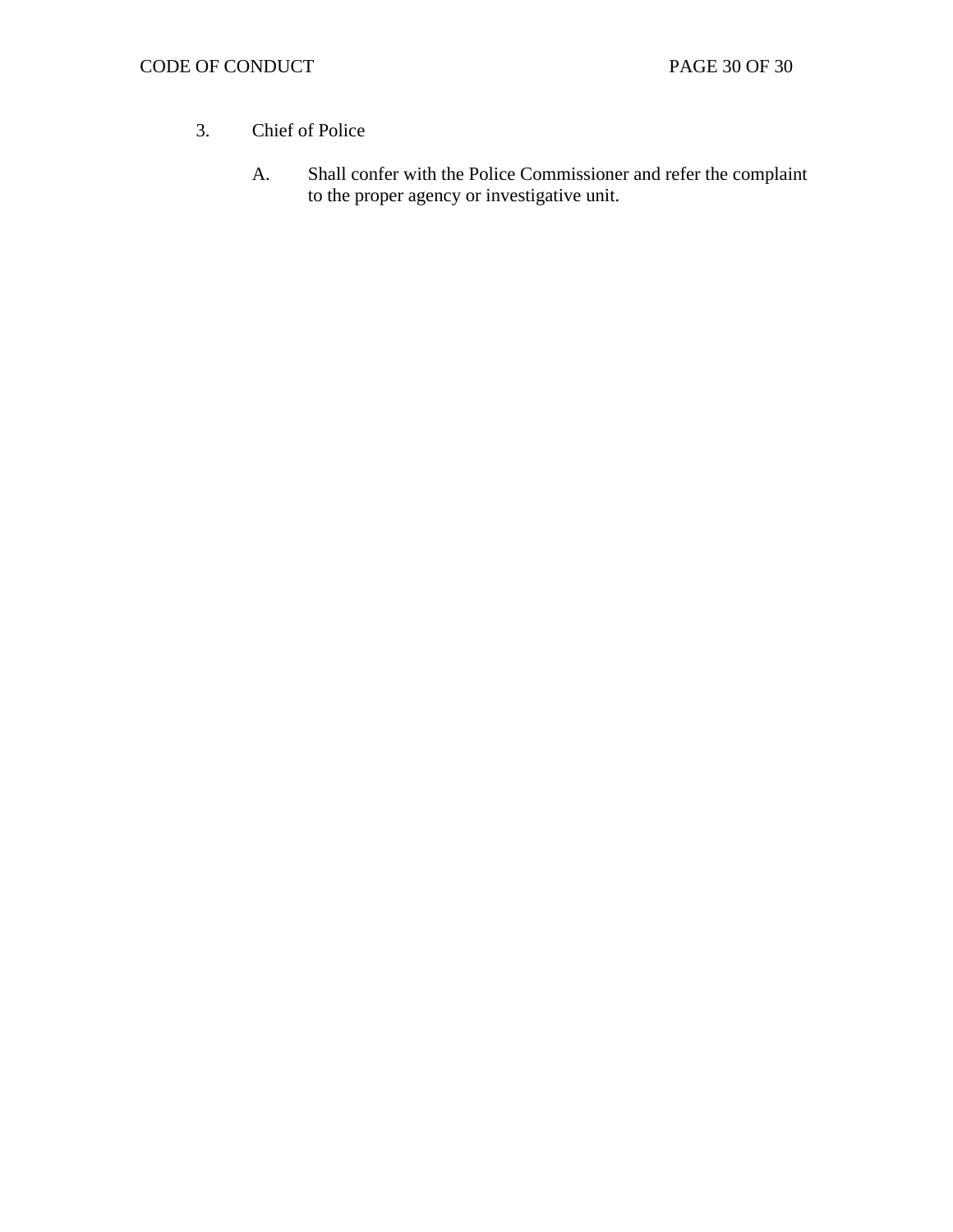3. Chief of Police

   A. Shall confer with the Police Commissioner and refer the complaint to the proper agency or investigative unit.